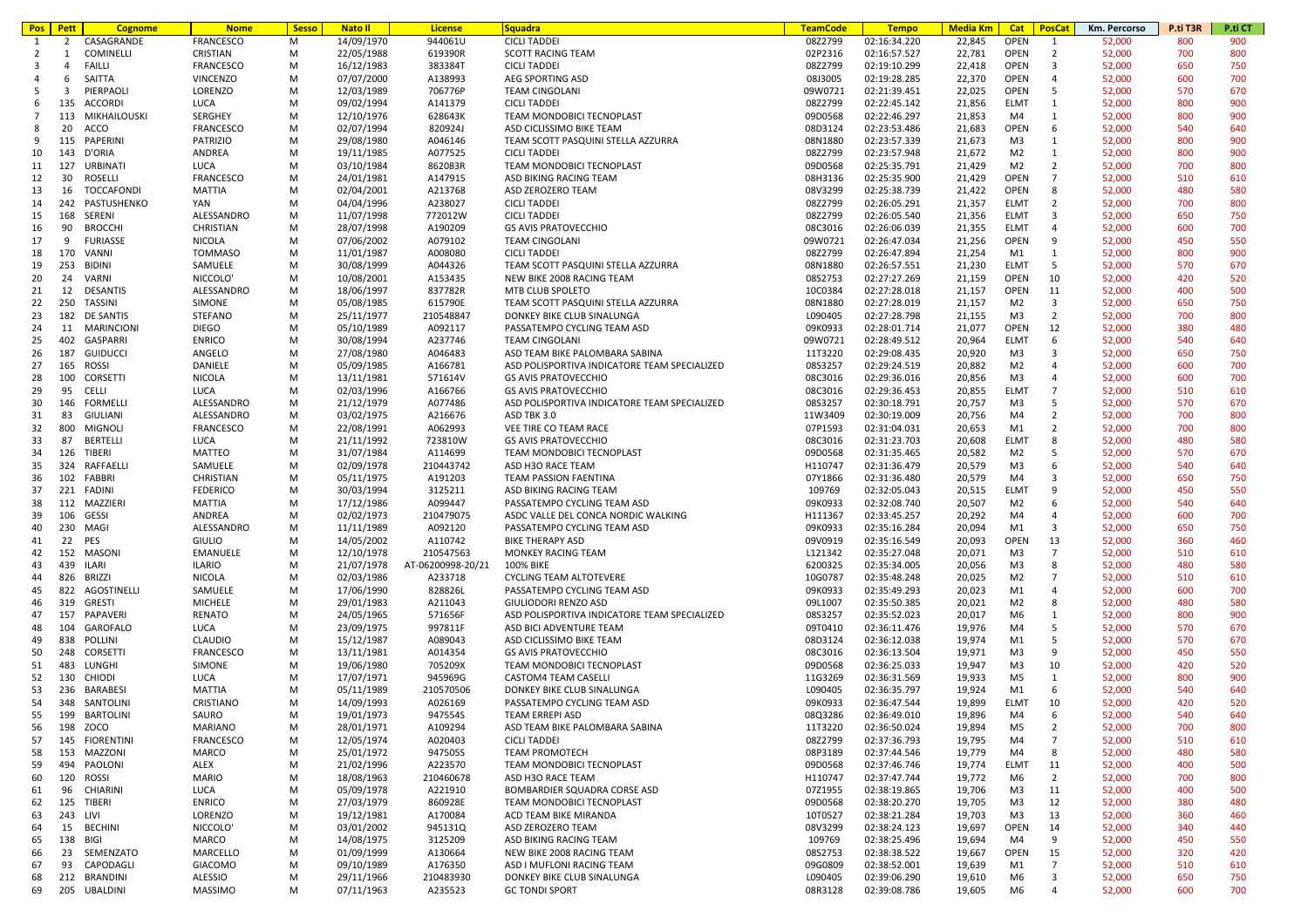| Pos | Pett | Cognome | Nome | Sesso | Nato Il | License | Squadra | TeamCode | Tempo | Media Km | Cat | PosCat | Km. Percorso | P.ti T3R | P.ti CT |
|---|---|---|---|---|---|---|---|---|---|---|---|---|---|---|---|
| 1 | 2 | CASAGRANDE | FRANCESCO | M | 14/09/1970 | 944061U | CICLI TADDEI | 08Z2799 | 02:16:34.220 | 22,845 | OPEN | 1 | 52,000 | 800 | 900 |
| 2 | 1 | COMINELLI | CRISTIAN | M | 22/05/1988 | 619390R | SCOTT RACING TEAM | 02P2316 | 02:16:57.527 | 22,781 | OPEN | 2 | 52,000 | 700 | 800 |
| 3 | 4 | FAILLI | FRANCESCO | M | 16/12/1983 | 383384T | CICLI TADDEI | 08Z2799 | 02:19:10.299 | 22,418 | OPEN | 3 | 52,000 | 650 | 750 |
| 4 | 6 | SAITTA | VINCENZO | M | 07/07/2000 | A138993 | AEG SPORTING ASD | 08J3005 | 02:19:28.285 | 22,370 | OPEN | 4 | 52,000 | 600 | 700 |
| 5 | 3 | PIERPAOLI | LORENZO | M | 12/03/1989 | 706776P | TEAM CINGOLANI | 09W0721 | 02:21:39.451 | 22,025 | OPEN | 5 | 52,000 | 570 | 670 |
| 6 | 135 | ACCORDI | LUCA | M | 09/02/1994 | A141379 | CICLI TADDEI | 08Z2799 | 02:22:45.142 | 21,856 | ELMT | 1 | 52,000 | 800 | 900 |
| 7 | 113 | MIKHAILOUSKI | SERGHEY | M | 12/10/1976 | 628643K | TEAM MONDOBICI TECNOPLAST | 09D0568 | 02:22:46.297 | 21,853 | M4 | 1 | 52,000 | 800 | 900 |
| 8 | 20 | ACCO | FRANCESCO | M | 02/07/1994 | 820924J | ASD CICLISSIMO BIKE TEAM | 08D3124 | 02:23:53.486 | 21,683 | OPEN | 6 | 52,000 | 540 | 640 |
| 9 | 115 | PAPERINI | PATRIZIO | M | 29/08/1980 | A046146 | TEAM SCOTT PASQUINI STELLA AZZURRA | 08N1880 | 02:23:57.339 | 21,673 | M3 | 1 | 52,000 | 800 | 900 |
| 10 | 143 | D'ORIA | ANDREA | M | 19/11/1985 | A077525 | CICLI TADDEI | 08Z2799 | 02:23:57.948 | 21,672 | M2 | 1 | 52,000 | 800 | 900 |
| 11 | 127 | URBINATI | LUCA | M | 03/10/1984 | 862083R | TEAM MONDOBICI TECNOPLAST | 09D0568 | 02:25:35.791 | 21,429 | M2 | 2 | 52,000 | 700 | 800 |
| 12 | 30 | ROSELLI | FRANCESCO | M | 24/01/1981 | A147915 | ASD BIKING RACING TEAM | 08H3136 | 02:25:35.900 | 21,429 | OPEN | 7 | 52,000 | 510 | 610 |
| 13 | 16 | TOCCAFONDI | MATTIA | M | 02/04/2001 | A213768 | ASD ZEROZERO TEAM | 08V3299 | 02:25:38.739 | 21,422 | OPEN | 8 | 52,000 | 480 | 580 |
| 14 | 242 | PASTUSHENKO | YAN | M | 04/04/1996 | A238027 | CICLI TADDEI | 08Z2799 | 02:26:05.291 | 21,357 | ELMT | 2 | 52,000 | 700 | 800 |
| 15 | 168 | SERENI | ALESSANDRO | M | 11/07/1998 | 772012W | CICLI TADDEI | 08Z2799 | 02:26:05.540 | 21,356 | ELMT | 3 | 52,000 | 650 | 750 |
| 16 | 90 | BROCCHI | CHRISTIAN | M | 28/07/1998 | A190209 | GS AVIS PRATOVECCHIO | 08C3016 | 02:26:06.039 | 21,355 | ELMT | 4 | 52,000 | 600 | 700 |
| 17 | 9 | FURIASSE | NICOLA | M | 07/06/2002 | A079102 | TEAM CINGOLANI | 09W0721 | 02:26:47.034 | 21,256 | OPEN | 9 | 52,000 | 450 | 550 |
| 18 | 170 | VANNI | TOMMASO | M | 11/01/1987 | A008080 | CICLI TADDEI | 08Z2799 | 02:26:47.894 | 21,254 | M1 | 1 | 52,000 | 800 | 900 |
| 19 | 253 | BIDINI | SAMUELE | M | 30/08/1999 | A044326 | TEAM SCOTT PASQUINI STELLA AZZURRA | 08N1880 | 02:26:57.551 | 21,230 | ELMT | 5 | 52,000 | 570 | 670 |
| 20 | 24 | VARNI | NICCOLO' | M | 10/08/2001 | A153435 | NEW BIKE 2008 RACING TEAM | 08S2753 | 02:27:27.269 | 21,159 | OPEN | 10 | 52,000 | 420 | 520 |
| 21 | 12 | DESANTIS | ALESSANDRO | M | 18/06/1997 | 837782R | MTB CLUB SPOLETO | 10C0384 | 02:27:28.018 | 21,157 | OPEN | 11 | 52,000 | 400 | 500 |
| 22 | 250 | TASSINI | SIMONE | M | 05/08/1985 | 615790E | TEAM SCOTT PASQUINI STELLA AZZURRA | 08N1880 | 02:27:28.019 | 21,157 | M2 | 3 | 52,000 | 650 | 750 |
| 23 | 182 | DE SANTIS | STEFANO | M | 25/11/1977 | 210548847 | DONKEY BIKE CLUB SINALUNGA | L090405 | 02:27:28.798 | 21,155 | M3 | 2 | 52,000 | 700 | 800 |
| 24 | 11 | MARINCIONI | DIEGO | M | 05/10/1989 | A092117 | PASSATEMPO CYCLING TEAM ASD | 09K0933 | 02:28:01.714 | 21,077 | OPEN | 12 | 52,000 | 380 | 480 |
| 25 | 402 | GASPARRI | ENRICO | M | 30/08/1994 | A237746 | TEAM CINGOLANI | 09W0721 | 02:28:49.512 | 20,964 | ELMT | 6 | 52,000 | 540 | 640 |
| 26 | 187 | GUIDUCCI | ANGELO | M | 27/08/1980 | A046483 | ASD TEAM BIKE PALOMBARA SABINA | 11T3220 | 02:29:08.435 | 20,920 | M3 | 3 | 52,000 | 650 | 750 |
| 27 | 165 | ROSSI | DANIELE | M | 05/09/1985 | A166781 | ASD POLISPORTIVA INDICATORE TEAM SPECIALIZED | 08S3257 | 02:29:24.519 | 20,882 | M2 | 4 | 52,000 | 600 | 700 |
| 28 | 100 | CORSETTI | NICOLA | M | 13/11/1981 | 571614V | GS AVIS PRATOVECCHIO | 08C3016 | 02:29:36.016 | 20,856 | M3 | 4 | 52,000 | 600 | 700 |
| 29 | 95 | CELLI | LUCA | M | 02/03/1996 | A166766 | GS AVIS PRATOVECCHIO | 08C3016 | 02:29:36.453 | 20,855 | ELMT | 7 | 52,000 | 510 | 610 |
| 30 | 146 | FORMELLI | ALESSANDRO | M | 21/12/1979 | A077486 | ASD POLISPORTIVA INDICATORE TEAM SPECIALIZED | 08S3257 | 02:30:18.791 | 20,757 | M3 | 5 | 52,000 | 570 | 670 |
| 31 | 83 | GIULIANI | ALESSANDRO | M | 03/02/1975 | A216676 | ASD TBK 3.0 | 11W3409 | 02:30:19.009 | 20,756 | M4 | 2 | 52,000 | 700 | 800 |
| 32 | 800 | MIGNOLI | FRANCESCO | M | 22/08/1991 | A062993 | VEE TIRE CO TEAM RACE | 07P1593 | 02:31:04.031 | 20,653 | M1 | 2 | 52,000 | 700 | 800 |
| 33 | 87 | BERTELLI | LUCA | M | 21/11/1992 | 723810W | GS AVIS PRATOVECCHIO | 08C3016 | 02:31:23.703 | 20,608 | ELMT | 8 | 52,000 | 480 | 580 |
| 34 | 126 | TIBERI | MATTEO | M | 31/07/1984 | A114699 | TEAM MONDOBICI TECNOPLAST | 09D0568 | 02:31:35.465 | 20,582 | M2 | 5 | 52,000 | 570 | 670 |
| 35 | 324 | RAFFAELLI | SAMUELE | M | 02/09/1978 | 210443742 | ASD H3O RACE TEAM | H110747 | 02:31:36.479 | 20,579 | M3 | 6 | 52,000 | 540 | 640 |
| 36 | 102 | FABBRI | CHRISTIAN | M | 05/11/1975 | A191203 | TEAM PASSION FAENTINA | 07Y1866 | 02:31:36.480 | 20,579 | M4 | 3 | 52,000 | 650 | 750 |
| 37 | 221 | FADINI | FEDERICO | M | 30/03/1994 | 3125211 | ASD BIKING RACING TEAM | 109769 | 02:32:05.043 | 20,515 | ELMT | 9 | 52,000 | 450 | 550 |
| 38 | 112 | MAZZIERI | MATTIA | M | 17/12/1986 | A099447 | PASSATEMPO CYCLING TEAM ASD | 09K0933 | 02:32:08.740 | 20,507 | M2 | 6 | 52,000 | 540 | 640 |
| 39 | 106 | GESSI | ANDREA | M | 02/02/1973 | 210479075 | ASDC VALLE DEL CONCA NORDIC WALKING | H111367 | 02:33:45.257 | 20,292 | M4 | 4 | 52,000 | 600 | 700 |
| 40 | 230 | MAGI | ALESSANDRO | M | 11/11/1989 | A092120 | PASSATEMPO CYCLING TEAM ASD | 09K0933 | 02:35:16.284 | 20,094 | M1 | 3 | 52,000 | 650 | 750 |
| 41 | 22 | PES | GIULIO | M | 14/05/2002 | A110742 | BIKE THERAPY ASD | 09V0919 | 02:35:16.549 | 20,093 | OPEN | 13 | 52,000 | 360 | 460 |
| 42 | 152 | MASONI | EMANUELE | M | 12/10/1978 | 210547563 | MONKEY RACING TEAM | L121342 | 02:35:27.048 | 20,071 | M3 | 7 | 52,000 | 510 | 610 |
| 43 | 439 | ILARI | ILARIO | M | 21/07/1978 | AT-06200998-20/21 | 100% BIKE | 6200325 | 02:35:34.005 | 20,056 | M3 | 8 | 52,000 | 480 | 580 |
| 44 | 826 | BRIZZI | NICOLA | M | 02/03/1986 | A233718 | CYCLING TEAM ALTOTEVERE | 10G0787 | 02:35:48.248 | 20,025 | M2 | 7 | 52,000 | 510 | 610 |
| 45 | 822 | AGOSTINELLI | SAMUELE | M | 17/06/1990 | 828826L | PASSATEMPO CYCLING TEAM ASD | 09K0933 | 02:35:49.293 | 20,023 | M1 | 4 | 52,000 | 600 | 700 |
| 46 | 319 | GRESTI | MICHELE | M | 29/01/1983 | A211043 | GIULIODORI RENZO ASD | 09L1007 | 02:35:50.385 | 20,021 | M2 | 8 | 52,000 | 480 | 580 |
| 47 | 157 | PAPAVERI | RENATO | M | 24/05/1965 | 571656F | ASD POLISPORTIVA INDICATORE TEAM SPECIALIZED | 08S3257 | 02:35:52.023 | 20,017 | M6 | 1 | 52,000 | 800 | 900 |
| 48 | 104 | GAROFALO | LUCA | M | 23/09/1975 | 997811F | ASD BICI ADVENTURE TEAM | 09T0410 | 02:36:11.476 | 19,976 | M4 | 5 | 52,000 | 570 | 670 |
| 49 | 838 | POLLINI | CLAUDIO | M | 15/12/1987 | A089043 | ASD CICLISSIMO BIKE TEAM | 08D3124 | 02:36:12.038 | 19,974 | M1 | 5 | 52,000 | 570 | 670 |
| 50 | 248 | CORSETTI | FRANCESCO | M | 13/11/1981 | A014354 | GS AVIS PRATOVECCHIO | 08C3016 | 02:36:13.504 | 19,971 | M3 | 9 | 52,000 | 450 | 550 |
| 51 | 483 | LUNGHI | SIMONE | M | 19/06/1980 | 705209X | TEAM MONDOBICI TECNOPLAST | 09D0568 | 02:36:25.033 | 19,947 | M3 | 10 | 52,000 | 420 | 520 |
| 52 | 130 | CHIODI | LUCA | M | 17/07/1971 | 945969G | CASTOM4 TEAM CASELLI | 11G3269 | 02:36:31.569 | 19,933 | M5 | 1 | 52,000 | 800 | 900 |
| 53 | 236 | BARABESI | MATTIA | M | 05/11/1989 | 210570506 | DONKEY BIKE CLUB SINALUNGA | L090405 | 02:36:35.797 | 19,924 | M1 | 6 | 52,000 | 540 | 640 |
| 54 | 348 | SANTOLINI | CRISTIANO | M | 14/09/1993 | A026169 | PASSATEMPO CYCLING TEAM ASD | 09K0933 | 02:36:47.544 | 19,899 | ELMT | 10 | 52,000 | 420 | 520 |
| 55 | 199 | BARTOLINI | SAURO | M | 19/01/1973 | 947554S | TEAM ERREPI ASD | 08Q3286 | 02:36:49.010 | 19,896 | M4 | 6 | 52,000 | 540 | 640 |
| 56 | 198 | ZOCO | MARIANO | M | 28/01/1971 | A109294 | ASD TEAM BIKE PALOMBARA SABINA | 11T3220 | 02:36:50.024 | 19,894 | M5 | 2 | 52,000 | 700 | 800 |
| 57 | 145 | FIORENTINI | FRANCESCO | M | 12/05/1974 | A020403 | CICLI TADDEI | 08Z2799 | 02:37:36.793 | 19,795 | M4 | 7 | 52,000 | 510 | 610 |
| 58 | 153 | MAZZONI | MARCO | M | 25/01/1972 | 947505S | TEAM PROMOTECH | 08P3189 | 02:37:44.546 | 19,779 | M4 | 8 | 52,000 | 480 | 580 |
| 59 | 494 | PAOLONI | ALEX | M | 21/02/1996 | A223570 | TEAM MONDOBICI TECNOPLAST | 09D0568 | 02:37:46.706 | 19,774 | ELMT | 11 | 52,000 | 400 | 500 |
| 60 | 120 | ROSSI | MARIO | M | 18/08/1963 | 210460678 | ASD H3O RACE TEAM | H110747 | 02:37:47.744 | 19,772 | M6 | 2 | 52,000 | 700 | 800 |
| 61 | 96 | CHIARINI | LUCA | M | 05/09/1978 | A221910 | BOMBARDIER SQUADRA CORSE ASD | 07Z1955 | 02:38:19.865 | 19,706 | M3 | 11 | 52,000 | 400 | 500 |
| 62 | 125 | TIBERI | ENRICO | M | 27/03/1979 | 860928E | TEAM MONDOBICI TECNOPLAST | 09D0568 | 02:38:20.270 | 19,705 | M3 | 12 | 52,000 | 380 | 480 |
| 63 | 243 | LIVI | LORENZO | M | 19/12/1981 | A170084 | ACD TEAM BIKE MIRANDA | 10T0527 | 02:38:21.284 | 19,703 | M3 | 13 | 52,000 | 360 | 460 |
| 64 | 15 | BECHINI | NICCOLO' | M | 03/01/2002 | 945131Q | ASD ZEROZERO TEAM | 08V3299 | 02:38:24.123 | 19,697 | OPEN | 14 | 52,000 | 340 | 440 |
| 65 | 138 | BIGI | MARCO | M | 14/08/1975 | 3125099 | ASD BIKING RACING TEAM | 109769 | 02:38:25.496 | 19,694 | M4 | 9 | 52,000 | 450 | 550 |
| 66 | 23 | SEMENZATO | MARCELLO | M | 01/09/1999 | A130664 | NEW BIKE 2008 RACING TEAM | 08S2753 | 02:38:38.522 | 19,667 | OPEN | 15 | 52,000 | 320 | 420 |
| 67 | 93 | CAPODAGLI | GIACOMO | M | 09/10/1989 | A176350 | ASD I MUFLONI RACING TEAM | 09G0809 | 02:38:52.001 | 19,639 | M1 | 7 | 52,000 | 510 | 610 |
| 68 | 212 | BRANDINI | ALESSIO | M | 29/11/1966 | 210483930 | DONKEY BIKE CLUB SINALUNGA | L090405 | 02:39:06.290 | 19,610 | M6 | 3 | 52,000 | 650 | 750 |
| 69 | 205 | UBALDINI | MASSIMO | M | 07/11/1963 | A235523 | GC TONDI SPORT | 08R3128 | 02:39:08.786 | 19,605 | M6 | 4 | 52,000 | 600 | 700 |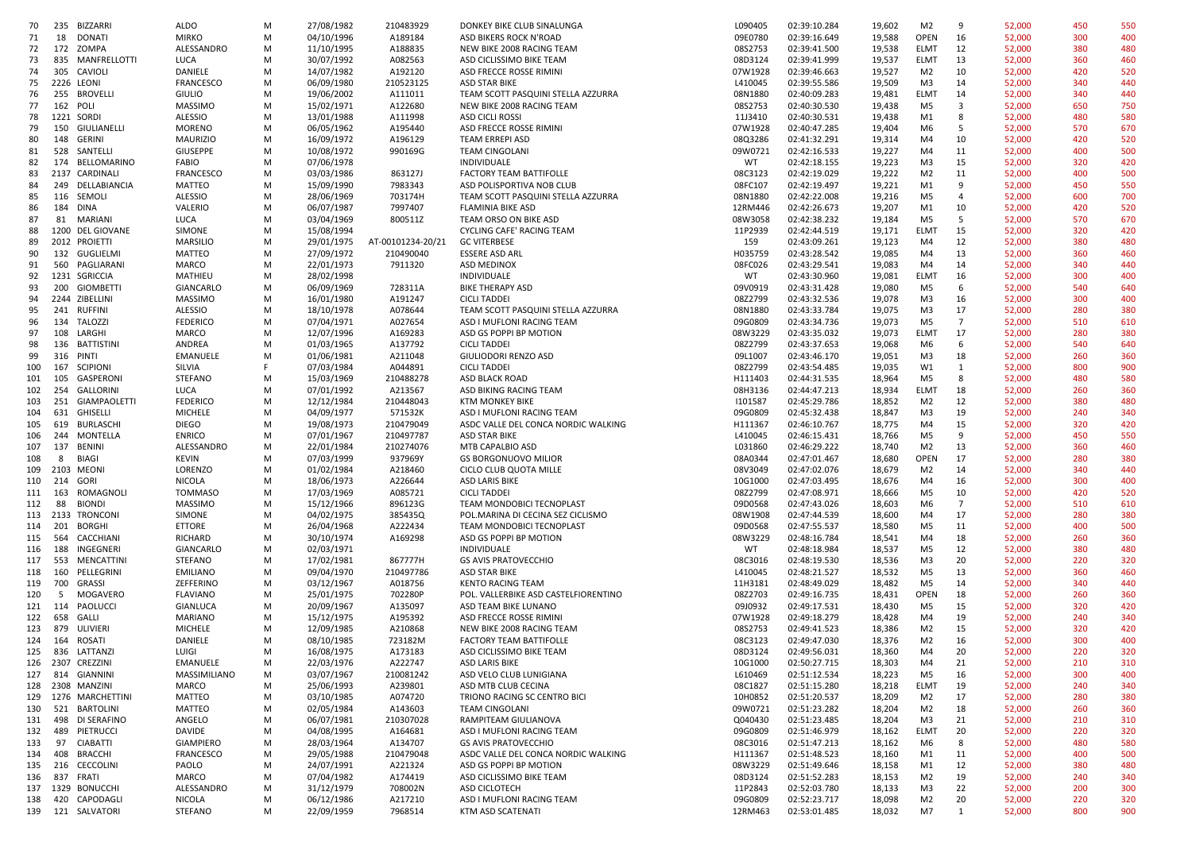| 70 | 235 | BIZZARRI | ALDO | M | 27/08/1982 | 210483929 | DONKEY BIKE CLUB SINALUNGA | L090405 | 02:39:10.284 | 19,602 | M2 | 9 | 52,000 | 450 | 550 |
|---|---|---|---|---|---|---|---|---|---|---|---|---|---|---|---|
| 71 | 18 | DONATI | MIRKO | M | 04/10/1996 | A189184 | ASD BIKERS ROCK N'ROAD | 09E0780 | 02:39:16.649 | 19,588 | OPEN | 16 | 52,000 | 300 | 400 |
| 72 | 172 | ZOMPA | ALESSANDRO | M | 11/10/1995 | A188835 | NEW BIKE 2008 RACING TEAM | 08S2753 | 02:39:41.500 | 19,538 | ELMT | 12 | 52,000 | 380 | 480 |
| 73 | 835 | MANFRELLOTTI | LUCA | M | 30/07/1992 | A082563 | ASD CICLISSIMO BIKE TEAM | 08D3124 | 02:39:41.999 | 19,537 | ELMT | 13 | 52,000 | 360 | 460 |
| 74 | 305 | CAVIOLI | DANIELE | M | 14/07/1982 | A192120 | ASD FRECCE ROSSE RIMINI | 07W1928 | 02:39:46.663 | 19,527 | M2 | 10 | 52,000 | 420 | 520 |
| 75 | 2226 | LEONI | FRANCESCO | M | 06/09/1980 | 210523125 | ASD STAR BIKE | L410045 | 02:39:55.586 | 19,509 | M3 | 14 | 52,000 | 340 | 440 |
| 76 | 255 | BROVELLI | GIULIO | M | 19/06/2002 | A111011 | TEAM SCOTT PASQUINI STELLA AZZURRA | 08N1880 | 02:40:09.283 | 19,481 | ELMT | 14 | 52,000 | 340 | 440 |
| 77 | 162 | POLI | MASSIMO | M | 15/02/1971 | A122680 | NEW BIKE 2008 RACING TEAM | 08S2753 | 02:40:30.530 | 19,438 | M5 | 3 | 52,000 | 650 | 750 |
| 78 | 1221 | SORDI | ALESSIO | M | 13/01/1988 | A111998 | ASD CICLI ROSSI | 11J3410 | 02:40:30.531 | 19,438 | M1 | 8 | 52,000 | 480 | 580 |
| 79 | 150 | GIULIANELLI | MORENO | M | 06/05/1962 | A195440 | ASD FRECCE ROSSE RIMINI | 07W1928 | 02:40:47.285 | 19,404 | M6 | 5 | 52,000 | 570 | 670 |
| 80 | 148 | GERINI | MAURIZIO | M | 16/09/1972 | A196129 | TEAM ERREPI ASD | 08Q3286 | 02:41:32.291 | 19,314 | M4 | 10 | 52,000 | 420 | 520 |
| 81 | 528 | SANTELLI | GIUSEPPE | M | 10/08/1972 | 990169G | TEAM CINGOLANI | 09W0721 | 02:42:16.533 | 19,227 | M4 | 11 | 52,000 | 400 | 500 |
| 82 | 174 | BELLOMARINO | FABIO | M | 07/06/1978 | | INDIVIDUALE | WT | 02:42:18.155 | 19,223 | M3 | 15 | 52,000 | 320 | 420 |
| 83 | 2137 | CARDINALI | FRANCESCO | M | 03/03/1986 | 863127J | FACTORY TEAM BATTIFOLLE | 08C3123 | 02:42:19.029 | 19,222 | M2 | 11 | 52,000 | 400 | 500 |
| 84 | 249 | DELLABIANCIA | MATTEO | M | 15/09/1990 | 7983343 | ASD POLISPORTIVA NOB CLUB | 08FC107 | 02:42:19.497 | 19,221 | M1 | 9 | 52,000 | 450 | 550 |
| 85 | 116 | SEMOLI | ALESSIO | M | 28/06/1969 | 703174H | TEAM SCOTT PASQUINI STELLA AZZURRA | 08N1880 | 02:42:22.008 | 19,216 | M5 | 4 | 52,000 | 600 | 700 |
| 86 | 184 | DINA | VALERIO | M | 06/07/1987 | 7997407 | FLAMINIA BIKE ASD | 12RM446 | 02:42:26.673 | 19,207 | M1 | 10 | 52,000 | 420 | 520 |
| 87 | 81 | MARIANI | LUCA | M | 03/04/1969 | 800511Z | TEAM ORSO ON BIKE ASD | 08W3058 | 02:42:38.232 | 19,184 | M5 | 5 | 52,000 | 570 | 670 |
| 88 | 1200 | DEL GIOVANE | SIMONE | M | 15/08/1994 | | CYCLING CAFE' RACING TEAM | 11P2939 | 02:42:44.519 | 19,171 | ELMT | 15 | 52,000 | 320 | 420 |
| 89 | 2012 | PROIETTI | MARSILIO | M | 29/01/1975 | AT-00101234-20/21 | GC VITERBESE | 159 | 02:43:09.261 | 19,123 | M4 | 12 | 52,000 | 380 | 480 |
| 90 | 132 | GUGLIELMI | MATTEO | M | 27/09/1972 | 210490040 | ESSERE ASD ARL | H035759 | 02:43:28.542 | 19,085 | M4 | 13 | 52,000 | 360 | 460 |
| 91 | 560 | PAGLIARANI | MARCO | M | 22/01/1973 | 7911320 | ASD MEDINOX | 08FC026 | 02:43:29.541 | 19,083 | M4 | 14 | 52,000 | 340 | 440 |
| 92 | 1231 | SGRICCIA | MATHIEU | M | 28/02/1998 | | INDIVIDUALE | WT | 02:43:30.960 | 19,081 | ELMT | 16 | 52,000 | 300 | 400 |
| 93 | 200 | GIOMBETTI | GIANCARLO | M | 06/09/1969 | 728311A | BIKE THERAPY ASD | 09V0919 | 02:43:31.428 | 19,080 | M5 | 6 | 52,000 | 540 | 640 |
| 94 | 2244 | ZIBELLINI | MASSIMO | M | 16/01/1980 | A191247 | CICLI TADDEI | 08Z2799 | 02:43:32.536 | 19,078 | M3 | 16 | 52,000 | 300 | 400 |
| 95 | 241 | RUFFINI | ALESSIO | M | 18/10/1978 | A078644 | TEAM SCOTT PASQUINI STELLA AZZURRA | 08N1880 | 02:43:33.784 | 19,075 | M3 | 17 | 52,000 | 280 | 380 |
| 96 | 134 | TALOZZI | FEDERICO | M | 07/04/1971 | A027654 | ASD I MUFLONI RACING TEAM | 09G0809 | 02:43:34.736 | 19,073 | M5 | 7 | 52,000 | 510 | 610 |
| 97 | 108 | LARGHI | MARCO | M | 12/07/1996 | A169283 | ASD GS POPPI BP MOTION | 08W3229 | 02:43:35.032 | 19,073 | ELMT | 17 | 52,000 | 280 | 380 |
| 98 | 136 | BATTISTINI | ANDREA | M | 01/03/1965 | A137792 | CICLI TADDEI | 08Z2799 | 02:43:37.653 | 19,068 | M6 | 6 | 52,000 | 540 | 640 |
| 99 | 316 | PINTI | EMANUELE | M | 01/06/1981 | A211048 | GIULIODORI RENZO ASD | 09L1007 | 02:43:46.170 | 19,051 | M3 | 18 | 52,000 | 260 | 360 |
| 100 | 167 | SCIPIONI | SILVIA | F | 07/03/1984 | A044891 | CICLI TADDEI | 08Z2799 | 02:43:54.485 | 19,035 | W1 | 1 | 52,000 | 800 | 900 |
| 101 | 105 | GASPERONI | STEFANO | M | 15/03/1969 | 210488278 | ASD BLACK ROAD | H111403 | 02:44:31.535 | 18,964 | M5 | 8 | 52,000 | 480 | 580 |
| 102 | 254 | GALLORINI | LUCA | M | 07/01/1992 | A213567 | ASD BIKING RACING TEAM | 08H3136 | 02:44:47.213 | 18,934 | ELMT | 18 | 52,000 | 260 | 360 |
| 103 | 251 | GIAMPAOLETTI | FEDERICO | M | 12/12/1984 | 210448043 | KTM MONKEY BIKE | I101587 | 02:45:29.786 | 18,852 | M2 | 12 | 52,000 | 380 | 480 |
| 104 | 631 | GHISELLI | MICHELE | M | 04/09/1977 | 571532K | ASD I MUFLONI RACING TEAM | 09G0809 | 02:45:32.438 | 18,847 | M3 | 19 | 52,000 | 240 | 340 |
| 105 | 619 | BURLASCHI | DIEGO | M | 19/08/1973 | 210479049 | ASDC VALLE DEL CONCA NORDIC WALKING | H111367 | 02:46:10.767 | 18,775 | M4 | 15 | 52,000 | 320 | 420 |
| 106 | 244 | MONTELLA | ENRICO | M | 07/01/1967 | 210497787 | ASD STAR BIKE | L410045 | 02:46:15.431 | 18,766 | M5 | 9 | 52,000 | 450 | 550 |
| 107 | 137 | BENINI | ALESSANDRO | M | 22/01/1984 | 210274076 | MTB CAPALBIO ASD | L031860 | 02:46:29.222 | 18,740 | M2 | 13 | 52,000 | 360 | 460 |
| 108 | 8 | BIAGI | KEVIN | M | 07/03/1999 | 937969Y | GS BORGONUOVO MILIOR | 08A0344 | 02:47:01.467 | 18,680 | OPEN | 17 | 52,000 | 280 | 380 |
| 109 | 2103 | MEONI | LORENZO | M | 01/02/1984 | A218460 | CICLO CLUB QUOTA MILLE | 08V3049 | 02:47:02.076 | 18,679 | M2 | 14 | 52,000 | 340 | 440 |
| 110 | 214 | GORI | NICOLA | M | 18/06/1973 | A226644 | ASD LARIS BIKE | 10G1000 | 02:47:03.495 | 18,676 | M4 | 16 | 52,000 | 300 | 400 |
| 111 | 163 | ROMAGNOLI | TOMMASO | M | 17/03/1969 | A085721 | CICLI TADDEI | 08Z2799 | 02:47:08.971 | 18,666 | M5 | 10 | 52,000 | 420 | 520 |
| 112 | 88 | BIONDI | MASSIMO | M | 15/12/1966 | 896123G | TEAM MONDOBICI TECNOPLAST | 09D0568 | 02:47:43.026 | 18,603 | M6 | 7 | 52,000 | 510 | 610 |
| 113 | 2133 | TRONCONI | SIMONE | M | 04/02/1975 | 385435Q | POL.MARINA DI CECINA SEZ CICLISMO | 08W1908 | 02:47:44.539 | 18,600 | M4 | 17 | 52,000 | 280 | 380 |
| 114 | 201 | BORGHI | ETTORE | M | 26/04/1968 | A222434 | TEAM MONDOBICI TECNOPLAST | 09D0568 | 02:47:55.537 | 18,580 | M5 | 11 | 52,000 | 400 | 500 |
| 115 | 564 | CACCHIANI | RICHARD | M | 30/10/1974 | A169298 | ASD GS POPPI BP MOTION | 08W3229 | 02:48:16.784 | 18,541 | M4 | 18 | 52,000 | 260 | 360 |
| 116 | 188 | INGEGNERI | GIANCARLO | M | 02/03/1971 | | INDIVIDUALE | WT | 02:48:18.984 | 18,537 | M5 | 12 | 52,000 | 380 | 480 |
| 117 | 553 | MENCATTINI | STEFANO | M | 17/02/1981 | 867777H | GS AVIS PRATOVECCHIO | 08C3016 | 02:48:19.530 | 18,536 | M3 | 20 | 52,000 | 220 | 320 |
| 118 | 160 | PELLEGRINI | EMILIANO | M | 09/04/1970 | 210497786 | ASD STAR BIKE | L410045 | 02:48:21.527 | 18,532 | M5 | 13 | 52,000 | 360 | 460 |
| 119 | 700 | GRASSI | ZEFFERINO | M | 03/12/1967 | A018756 | KENTO RACING TEAM | 11H3181 | 02:48:49.029 | 18,482 | M5 | 14 | 52,000 | 340 | 440 |
| 120 | 5 | MOGAVERO | FLAVIANO | M | 25/01/1975 | 702280P | POL. VALLERBIKE ASD CASTELFIORENTINO | 08Z2703 | 02:49:16.735 | 18,431 | OPEN | 18 | 52,000 | 260 | 360 |
| 121 | 114 | PAOLUCCI | GIANLUCA | M | 20/09/1967 | A135097 | ASD TEAM BIKE LUNANO | 09J0932 | 02:49:17.531 | 18,430 | M5 | 15 | 52,000 | 320 | 420 |
| 122 | 658 | GALLI | MARIANO | M | 15/12/1975 | A195392 | ASD FRECCE ROSSE RIMINI | 07W1928 | 02:49:18.279 | 18,428 | M4 | 19 | 52,000 | 240 | 340 |
| 123 | 879 | ULIVIERI | MICHELE | M | 12/09/1985 | A210868 | NEW BIKE 2008 RACING TEAM | 08S2753 | 02:49:41.523 | 18,386 | M2 | 15 | 52,000 | 320 | 420 |
| 124 | 164 | ROSATI | DANIELE | M | 08/10/1985 | 723182M | FACTORY TEAM BATTIFOLLE | 08C3123 | 02:49:47.030 | 18,376 | M2 | 16 | 52,000 | 300 | 400 |
| 125 | 836 | LATTANZI | LUIGI | M | 16/08/1975 | A173183 | ASD CICLISSIMO BIKE TEAM | 08D3124 | 02:49:56.031 | 18,360 | M4 | 20 | 52,000 | 220 | 320 |
| 126 | 2307 | CREZZINI | EMANUELE | M | 22/03/1976 | A222747 | ASD LARIS BIKE | 10G1000 | 02:50:27.715 | 18,303 | M4 | 21 | 52,000 | 210 | 310 |
| 127 | 814 | GIANNINI | MASSIMILIANO | M | 03/07/1967 | 210081242 | ASD VELO CLUB LUNIGIANA | L610469 | 02:51:12.534 | 18,223 | M5 | 16 | 52,000 | 300 | 400 |
| 128 | 2308 | MANZINI | MARCO | M | 25/06/1993 | A239801 | ASD MTB CLUB CECINA | 08C1827 | 02:51:15.280 | 18,218 | ELMT | 19 | 52,000 | 240 | 340 |
| 129 | 1276 | MARCHETTINI | MATTEO | M | 03/10/1985 | A074720 | TRIONO RACING SC CENTRO BICI | 10H0852 | 02:51:20.537 | 18,209 | M2 | 17 | 52,000 | 280 | 380 |
| 130 | 521 | BARTOLINI | MATTEO | M | 02/05/1984 | A143603 | TEAM CINGOLANI | 09W0721 | 02:51:23.282 | 18,204 | M2 | 18 | 52,000 | 260 | 360 |
| 131 | 498 | DI SERAFINO | ANGELO | M | 06/07/1981 | 210307028 | RAMPITEAM GIULIANOVA | Q040430 | 02:51:23.485 | 18,204 | M3 | 21 | 52,000 | 210 | 310 |
| 132 | 489 | PIETRUCCI | DAVIDE | M | 04/08/1995 | A164681 | ASD I MUFLONI RACING TEAM | 09G0809 | 02:51:46.979 | 18,162 | ELMT | 20 | 52,000 | 220 | 320 |
| 133 | 97 | CIABATTI | GIAMPIERO | M | 28/03/1964 | A134707 | GS AVIS PRATOVECCHIO | 08C3016 | 02:51:47.213 | 18,162 | M6 | 8 | 52,000 | 480 | 580 |
| 134 | 408 | BRACCHI | FRANCESCO | M | 29/05/1988 | 210479048 | ASDC VALLE DEL CONCA NORDIC WALKING | H111367 | 02:51:48.523 | 18,160 | M1 | 11 | 52,000 | 400 | 500 |
| 135 | 216 | CECCOLINI | PAOLO | M | 24/07/1991 | A221324 | ASD GS POPPI BP MOTION | 08W3229 | 02:51:49.646 | 18,158 | M1 | 12 | 52,000 | 380 | 480 |
| 136 | 837 | FRATI | MARCO | M | 07/04/1982 | A174419 | ASD CICLISSIMO BIKE TEAM | 08D3124 | 02:51:52.283 | 18,153 | M2 | 19 | 52,000 | 240 | 340 |
| 137 | 1329 | BONUCCHI | ALESSANDRO | M | 31/12/1979 | 708002N | ASD CICLOTECH | 11P2843 | 02:52:03.780 | 18,133 | M3 | 22 | 52,000 | 200 | 300 |
| 138 | 420 | CAPODAGLI | NICOLA | M | 06/12/1986 | A217210 | ASD I MUFLONI RACING TEAM | 09G0809 | 02:52:23.717 | 18,098 | M2 | 20 | 52,000 | 220 | 320 |
| 139 | 121 | SALVATORI | STEFANO | M | 22/09/1959 | 7968514 | KTM ASD SCATENATI | 12RM463 | 02:53:01.485 | 18,032 | M7 | 1 | 52,000 | 800 | 900 |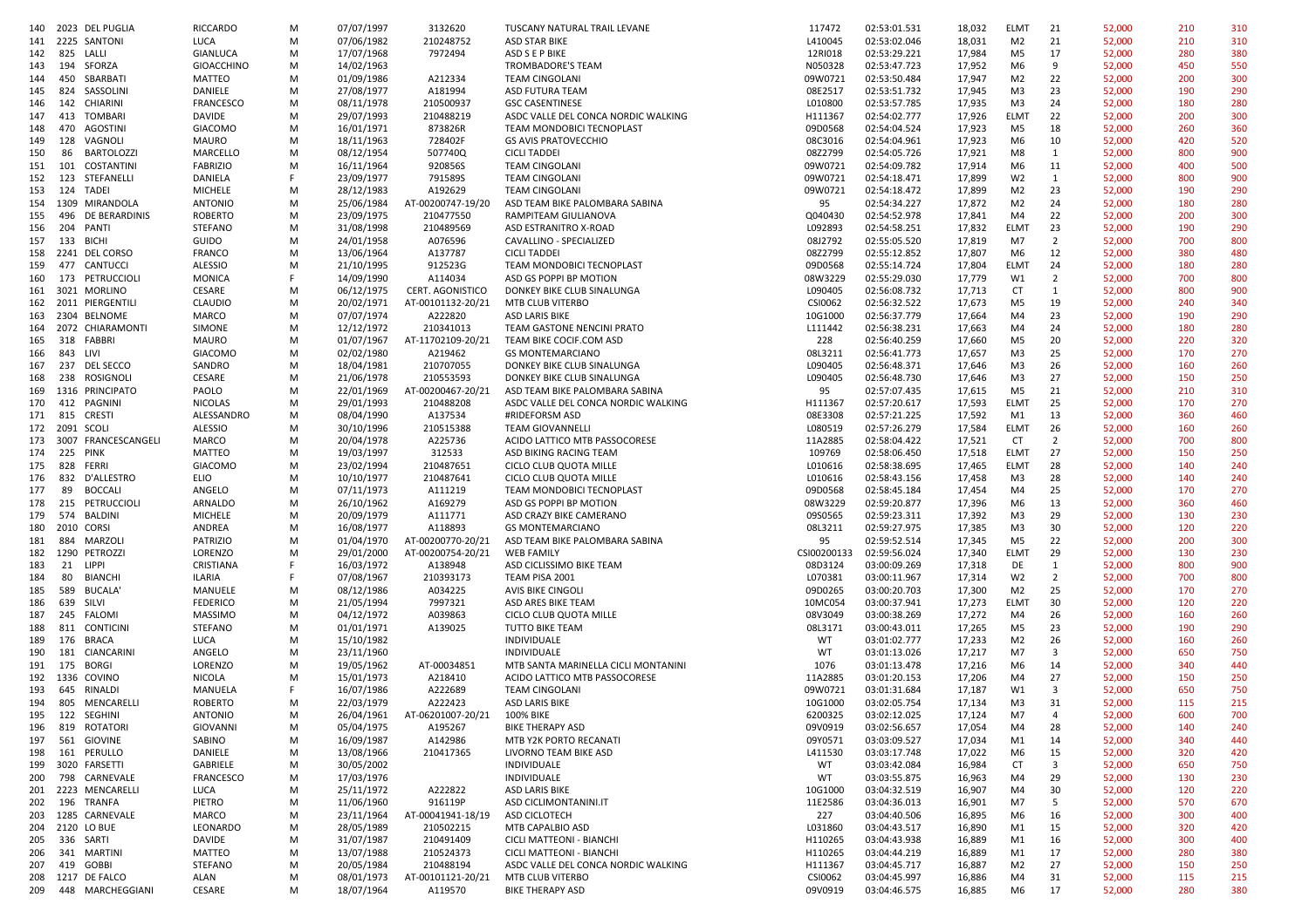| 140 | 2023 | DEL PUGLIA | RICCARDO | M | 07/07/1997 | 3132620 | TUSCANY NATURAL TRAIL LEVANE | 117472 | 02:53:01.531 | 18,032 | ELMT | 21 | 52,000 | 210 | 310 |
|---|---|---|---|---|---|---|---|---|---|---|---|---|---|---|---|
| 141 | 2225 | SANTONI | LUCA | M | 07/06/1982 | 210248752 | ASD STAR BIKE | L410045 | 02:53:02.046 | 18,031 | M2 | 21 | 52,000 | 210 | 310 |
| 142 | 825 | LALLI | GIANLUCA | M | 17/07/1968 | 7972494 | ASD S E P BIKE | 12RI018 | 02:53:29.221 | 17,984 | M5 | 17 | 52,000 | 280 | 380 |
| 143 | 194 | SFORZA | GIOACCHINO | M | 14/02/1963 | | TROMBADORE'S TEAM | N050328 | 02:53:47.723 | 17,952 | M6 | 9 | 52,000 | 450 | 550 |
| 144 | 450 | SBARBATI | MATTEO | M | 01/09/1986 | A212334 | TEAM CINGOLANI | 09W0721 | 02:53:50.484 | 17,947 | M2 | 22 | 52,000 | 200 | 300 |
| 145 | 824 | SASSOLINI | DANIELE | M | 27/08/1977 | A181994 | ASD FUTURA TEAM | 08E2517 | 02:53:51.732 | 17,945 | M3 | 23 | 52,000 | 190 | 290 |
| 146 | 142 | CHIARINI | FRANCESCO | M | 08/11/1978 | 210500937 | GSC CASENTINESE | L010800 | 02:53:57.785 | 17,935 | M3 | 24 | 52,000 | 180 | 280 |
| 147 | 413 | TOMBARI | DAVIDE | M | 29/07/1993 | 210488219 | ASDC VALLE DEL CONCA NORDIC WALKING | H111367 | 02:54:02.777 | 17,926 | ELMT | 22 | 52,000 | 200 | 300 |
| 148 | 470 | AGOSTINI | GIACOMO | M | 16/01/1971 | 873826R | TEAM MONDOBICI TECNOPLAST | 09D0568 | 02:54:04.524 | 17,923 | M5 | 18 | 52,000 | 260 | 360 |
| 149 | 128 | VAGNOLI | MAURO | M | 18/11/1963 | 728402F | GS AVIS PRATOVECCHIO | 08C3016 | 02:54:04.961 | 17,923 | M6 | 10 | 52,000 | 420 | 520 |
| 150 | 86 | BARTOLOZZI | MARCELLO | M | 08/12/1954 | 507740Q | CICLI TADDEI | 08Z2799 | 02:54:05.726 | 17,921 | M8 | 1 | 52,000 | 800 | 900 |
| 151 | 101 | COSTANTINI | FABRIZIO | M | 16/11/1964 | 920856S | TEAM CINGOLANI | 09W0721 | 02:54:09.782 | 17,914 | M6 | 11 | 52,000 | 400 | 500 |
| 152 | 123 | STEFANELLI | DANIELA | F | 23/09/1977 | 791589S | TEAM CINGOLANI | 09W0721 | 02:54:18.471 | 17,899 | W2 | 1 | 52,000 | 800 | 900 |
| 153 | 124 | TADEI | MICHELE | M | 28/12/1983 | A192629 | TEAM CINGOLANI | 09W0721 | 02:54:18.472 | 17,899 | M2 | 23 | 52,000 | 190 | 290 |
| 154 | 1309 | MIRANDOLA | ANTONIO | M | 25/06/1984 | AT-00200747-19/20 | ASD TEAM BIKE PALOMBARA SABINA | 95 | 02:54:34.227 | 17,872 | M2 | 24 | 52,000 | 180 | 280 |
| 155 | 496 | DE BERARDINIS | ROBERTO | M | 23/09/1975 | 210477550 | RAMPITEAM GIULIANOVA | Q040430 | 02:54:52.978 | 17,841 | M4 | 22 | 52,000 | 200 | 300 |
| 156 | 204 | PANTI | STEFANO | M | 31/08/1998 | 210489569 | ASD ESTRANITRO X-ROAD | L092893 | 02:54:58.251 | 17,832 | ELMT | 23 | 52,000 | 190 | 290 |
| 157 | 133 | BICHI | GUIDO | M | 24/01/1958 | A076596 | CAVALLINO - SPECIALIZED | 08J2792 | 02:55:05.520 | 17,819 | M7 | 2 | 52,000 | 700 | 800 |
| 158 | 2241 | DEL CORSO | FRANCO | M | 13/06/1964 | A137787 | CICLI TADDEI | 08Z2799 | 02:55:12.852 | 17,807 | M6 | 12 | 52,000 | 380 | 480 |
| 159 | 477 | CANTUCCI | ALESSIO | M | 21/10/1995 | 912523G | TEAM MONDOBICI TECNOPLAST | 09D0568 | 02:55:14.724 | 17,804 | ELMT | 24 | 52,000 | 180 | 280 |
| 160 | 173 | PETRUCCIOLI | MONICA | F | 14/09/1990 | A114034 | ASD GS POPPI BP MOTION | 08W3229 | 02:55:29.030 | 17,779 | W1 | 2 | 52,000 | 700 | 800 |
| 161 | 3021 | MORLINO | CESARE | M | 06/12/1975 | CERT. AGONISTICO | DONKEY BIKE CLUB SINALUNGA | L090405 | 02:56:08.732 | 17,713 | CT | 1 | 52,000 | 800 | 900 |
| 162 | 2011 | PIERGENTILI | CLAUDIO | M | 20/02/1971 | AT-00101132-20/21 | MTB CLUB VITERBO | CSI0062 | 02:56:32.522 | 17,673 | M5 | 19 | 52,000 | 240 | 340 |
| 163 | 2304 | BELNOME | MARCO | M | 07/07/1974 | A222820 | ASD LARIS BIKE | 10G1000 | 02:56:37.779 | 17,664 | M4 | 23 | 52,000 | 190 | 290 |
| 164 | 2072 | CHIARAMONTI | SIMONE | M | 12/12/1972 | 210341013 | TEAM GASTONE NENCINI PRATO | L111442 | 02:56:38.231 | 17,663 | M4 | 24 | 52,000 | 180 | 280 |
| 165 | 318 | FABBRI | MAURO | M | 01/07/1967 | AT-11702109-20/21 | TEAM BIKE COCIF.COM ASD | 228 | 02:56:40.259 | 17,660 | M5 | 20 | 52,000 | 220 | 320 |
| 166 | 843 | LIVI | GIACOMO | M | 02/02/1980 | A219462 | GS MONTEMARCIANO | 08L3211 | 02:56:41.773 | 17,657 | M3 | 25 | 52,000 | 170 | 270 |
| 167 | 237 | DEL SECCO | SANDRO | M | 18/04/1981 | 210707055 | DONKEY BIKE CLUB SINALUNGA | L090405 | 02:56:48.371 | 17,646 | M3 | 26 | 52,000 | 160 | 260 |
| 168 | 238 | ROSIGNOLI | CESARE | M | 21/06/1978 | 210553593 | DONKEY BIKE CLUB SINALUNGA | L090405 | 02:56:48.730 | 17,646 | M3 | 27 | 52,000 | 150 | 250 |
| 169 | 1316 | PRINCIPATO | PAOLO | M | 22/01/1969 | AT-00200467-20/21 | ASD TEAM BIKE PALOMBARA SABINA | 95 | 02:57:07.435 | 17,615 | M5 | 21 | 52,000 | 210 | 310 |
| 170 | 412 | PAGNINI | NICOLAS | M | 29/01/1993 | 210488208 | ASDC VALLE DEL CONCA NORDIC WALKING | H111367 | 02:57:20.617 | 17,593 | ELMT | 25 | 52,000 | 170 | 270 |
| 171 | 815 | CRESTI | ALESSANDRO | M | 08/04/1990 | A137534 | #RIDEFORSM ASD | 08E3308 | 02:57:21.225 | 17,592 | M1 | 13 | 52,000 | 360 | 460 |
| 172 | 2091 | SCOLI | ALESSIO | M | 30/10/1996 | 210515388 | TEAM GIOVANNELLI | L080519 | 02:57:26.279 | 17,584 | ELMT | 26 | 52,000 | 160 | 260 |
| 173 | 3007 | FRANCESCANGELI | MARCO | M | 20/04/1978 | A225736 | ACIDO LATTICO MTB PASSOCORESE | 11A2885 | 02:58:04.422 | 17,521 | CT | 2 | 52,000 | 700 | 800 |
| 174 | 225 | PINK | MATTEO | M | 19/03/1997 | 312533 | ASD BIKING RACING TEAM | 109769 | 02:58:06.450 | 17,518 | ELMT | 27 | 52,000 | 150 | 250 |
| 175 | 828 | FERRI | GIACOMO | M | 23/02/1994 | 210487651 | CICLO CLUB QUOTA MILLE | L010616 | 02:58:38.695 | 17,465 | ELMT | 28 | 52,000 | 140 | 240 |
| 176 | 832 | D'ALLESTRO | ELIO | M | 10/10/1977 | 210487641 | CICLO CLUB QUOTA MILLE | L010616 | 02:58:43.156 | 17,458 | M3 | 28 | 52,000 | 140 | 240 |
| 177 | 89 | BOCCALI | ANGELO | M | 07/11/1973 | A111219 | TEAM MONDOBICI TECNOPLAST | 09D0568 | 02:58:45.184 | 17,454 | M4 | 25 | 52,000 | 170 | 270 |
| 178 | 215 | PETRUCCIOLI | ARNALDO | M | 26/10/1962 | A169279 | ASD GS POPPI BP MOTION | 08W3229 | 02:59:20.877 | 17,396 | M6 | 13 | 52,000 | 360 | 460 |
| 179 | 574 | BALDINI | MICHELE | M | 20/09/1979 | A111771 | ASD CRAZY BIKE CAMERANO | 09S0565 | 02:59:23.311 | 17,392 | M3 | 29 | 52,000 | 130 | 230 |
| 180 | 2010 | CORSI | ANDREA | M | 16/08/1977 | A118893 | GS MONTEMARCIANO | 08L3211 | 02:59:27.975 | 17,385 | M3 | 30 | 52,000 | 120 | 220 |
| 181 | 884 | MARZOLI | PATRIZIO | M | 01/04/1970 | AT-00200770-20/21 | ASD TEAM BIKE PALOMBARA SABINA | 95 | 02:59:52.514 | 17,345 | M5 | 22 | 52,000 | 200 | 300 |
| 182 | 1290 | PETROZZI | LORENZO | M | 29/01/2000 | AT-00200754-20/21 | WEB FAMILY | CSI00200133 | 02:59:56.024 | 17,340 | ELMT | 29 | 52,000 | 130 | 230 |
| 183 | 21 | LIPPI | CRISTIANA | F | 16/03/1972 | A138948 | ASD CICLISSIMO BIKE TEAM | 08D3124 | 03:00:09.269 | 17,318 | DE | 1 | 52,000 | 800 | 900 |
| 184 | 80 | BIANCHI | ILARIA | F | 07/08/1967 | 210393173 | TEAM PISA 2001 | L070381 | 03:00:11.967 | 17,314 | W2 | 2 | 52,000 | 700 | 800 |
| 185 | 589 | BUCALA' | MANUELE | M | 08/12/1986 | A034225 | AVIS BIKE CINGOLI | 09D0265 | 03:00:20.703 | 17,300 | M2 | 25 | 52,000 | 170 | 270 |
| 186 | 639 | SILVI | FEDERICO | M | 21/05/1994 | 7997321 | ASD ARES BIKE TEAM | 10MC054 | 03:00:37.941 | 17,273 | ELMT | 30 | 52,000 | 120 | 220 |
| 187 | 245 | FALOMI | MASSIMO | M | 04/12/1972 | A039863 | CICLO CLUB QUOTA MILLE | 08V3049 | 03:00:38.269 | 17,272 | M4 | 26 | 52,000 | 160 | 260 |
| 188 | 811 | CONTICINI | STEFANO | M | 01/01/1971 | A139025 | TUTTO BIKE TEAM | 08L3171 | 03:00:43.011 | 17,265 | M5 | 23 | 52,000 | 190 | 290 |
| 189 | 176 | BRACA | LUCA | M | 15/10/1982 | | INDIVIDUALE | WT | 03:01:02.777 | 17,233 | M2 | 26 | 52,000 | 160 | 260 |
| 190 | 181 | CIANCARINI | ANGELO | M | 23/11/1960 | | INDIVIDUALE | WT | 03:01:13.026 | 17,217 | M7 | 3 | 52,000 | 650 | 750 |
| 191 | 175 | BORGI | LORENZO | M | 19/05/1962 | AT-00034851 | MTB SANTA MARINELLA CICLI MONTANINI | 1076 | 03:01:13.478 | 17,216 | M6 | 14 | 52,000 | 340 | 440 |
| 192 | 1336 | COVINO | NICOLA | M | 15/01/1973 | A218410 | ACIDO LATTICO MTB PASSOCORESE | 11A2885 | 03:01:20.153 | 17,206 | M4 | 27 | 52,000 | 150 | 250 |
| 193 | 645 | RINALDI | MANUELA | F | 16/07/1986 | A222689 | TEAM CINGOLANI | 09W0721 | 03:01:31.684 | 17,187 | W1 | 3 | 52,000 | 650 | 750 |
| 194 | 805 | MENCARELLI | ROBERTO | M | 22/03/1979 | A222423 | ASD LARIS BIKE | 10G1000 | 03:02:05.754 | 17,134 | M3 | 31 | 52,000 | 115 | 215 |
| 195 | 122 | SEGHINI | ANTONIO | M | 26/04/1961 | AT-06201007-20/21 | 100% BIKE | 6200325 | 03:02:12.025 | 17,124 | M7 | 4 | 52,000 | 600 | 700 |
| 196 | 819 | ROTATORI | GIOVANNI | M | 05/04/1975 | A195267 | BIKE THERAPY ASD | 09V0919 | 03:02:56.657 | 17,054 | M4 | 28 | 52,000 | 140 | 240 |
| 197 | 561 | GIOVINE | SABINO | M | 16/09/1987 | A142986 | MTB Y2K PORTO RECANATI | 09Y0571 | 03:03:09.527 | 17,034 | M1 | 14 | 52,000 | 340 | 440 |
| 198 | 161 | PERULLO | DANIELE | M | 13/08/1966 | 210417365 | LIVORNO TEAM BIKE ASD | L411530 | 03:03:17.748 | 17,022 | M6 | 15 | 52,000 | 320 | 420 |
| 199 | 3020 | FARSETTI | GABRIELE | M | 30/05/2002 | | INDIVIDUALE | WT | 03:03:42.084 | 16,984 | CT | 3 | 52,000 | 650 | 750 |
| 200 | 798 | CARNEVALE | FRANCESCO | M | 17/03/1976 | | INDIVIDUALE | WT | 03:03:55.875 | 16,963 | M4 | 29 | 52,000 | 130 | 230 |
| 201 | 2223 | MENCARELLI | LUCA | M | 25/11/1972 | A222822 | ASD LARIS BIKE | 10G1000 | 03:04:32.519 | 16,907 | M4 | 30 | 52,000 | 120 | 220 |
| 202 | 196 | TRANFA | PIETRO | M | 11/06/1960 | 916119P | ASD CICLIMONTANINI.IT | 11E2586 | 03:04:36.013 | 16,901 | M7 | 5 | 52,000 | 570 | 670 |
| 203 | 1285 | CARNEVALE | MARCO | M | 23/11/1964 | AT-00041941-18/19 | ASD CICLOTECH | 227 | 03:04:40.506 | 16,895 | M6 | 16 | 52,000 | 300 | 400 |
| 204 | 2120 | LO BUE | LEONARDO | M | 28/05/1989 | 210502215 | MTB CAPALBIO ASD | L031860 | 03:04:43.517 | 16,890 | M1 | 15 | 52,000 | 320 | 420 |
| 205 | 336 | SARTI | DAVIDE | M | 31/07/1987 | 210491409 | CICLI MATTEONI - BIANCHI | H110265 | 03:04:43.938 | 16,889 | M1 | 16 | 52,000 | 300 | 400 |
| 206 | 341 | MARTINI | MATTEO | M | 13/07/1988 | 210524373 | CICLI MATTEONI - BIANCHI | H110265 | 03:04:44.219 | 16,889 | M1 | 17 | 52,000 | 280 | 380 |
| 207 | 419 | GOBBI | STEFANO | M | 20/05/1984 | 210488194 | ASDC VALLE DEL CONCA NORDIC WALKING | H111367 | 03:04:45.717 | 16,887 | M2 | 27 | 52,000 | 150 | 250 |
| 208 | 1217 | DE FALCO | ALAN | M | 08/01/1973 | AT-00101121-20/21 | MTB CLUB VITERBO | CSI0062 | 03:04:45.997 | 16,886 | M4 | 31 | 52,000 | 115 | 215 |
| 209 | 448 | MARCHEGGIANI | CESARE | M | 18/07/1964 | A119570 | BIKE THERAPY ASD | 09V0919 | 03:04:46.575 | 16,885 | M6 | 17 | 52,000 | 280 | 380 |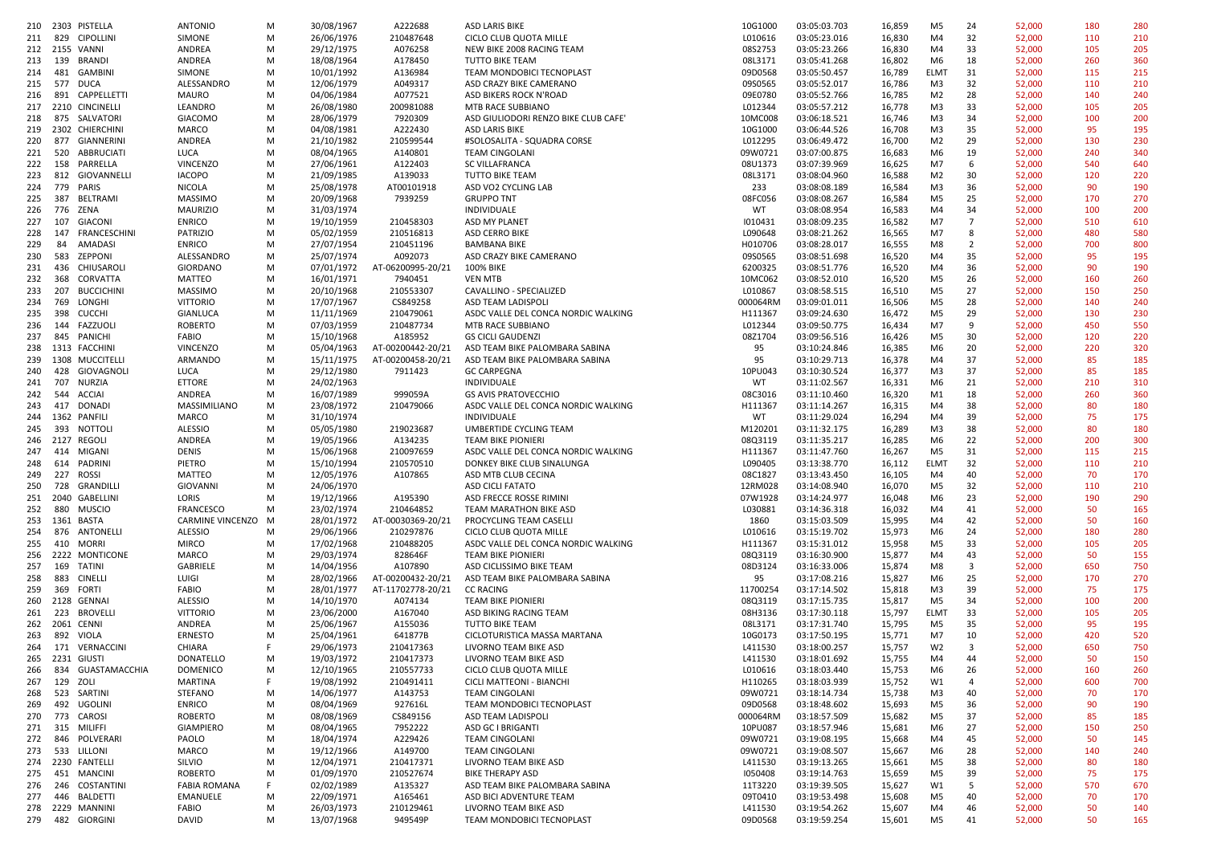| 210 | 2303 | PISTELLA | ANTONIO | M | 30/08/1967 | A222688 | ASD LARIS BIKE | 10G1000 | 03:05:03.703 | 16,859 | M5 | 24 | 52,000 | 180 | 280 |
|---|---|---|---|---|---|---|---|---|---|---|---|---|---|---|---|
| 211 | 829 | CIPOLLINI | SIMONE | M | 26/06/1976 | 210487648 | CICLO CLUB QUOTA MILLE | L010616 | 03:05:23.016 | 16,830 | M4 | 32 | 52,000 | 110 | 210 |
| 212 | 2155 | VANNI | ANDREA | M | 29/12/1975 | A076258 | NEW BIKE 2008 RACING TEAM | 08S2753 | 03:05:23.266 | 16,830 | M4 | 33 | 52,000 | 105 | 205 |
| 213 | 139 | BRANDI | ANDREA | M | 18/08/1964 | A178450 | TUTTO BIKE TEAM | 08L3171 | 03:05:41.268 | 16,802 | M6 | 18 | 52,000 | 260 | 360 |
| 214 | 481 | GAMBINI | SIMONE | M | 10/01/1992 | A136984 | TEAM MONDOBICI TECNOPLAST | 09D0568 | 03:05:50.457 | 16,789 | ELMT | 31 | 52,000 | 115 | 215 |
| 215 | 577 | DUCA | ALESSANDRO | M | 12/06/1979 | A049317 | ASD CRAZY BIKE CAMERANO | 09S0565 | 03:05:52.017 | 16,786 | M3 | 32 | 52,000 | 110 | 210 |
| 216 | 891 | CAPPELLETTI | MAURO | M | 04/06/1984 | A077521 | ASD BIKERS ROCK N'ROAD | 09E0780 | 03:05:52.766 | 16,785 | M2 | 28 | 52,000 | 140 | 240 |
| 217 | 2210 | CINCINELLI | LEANDRO | M | 26/08/1980 | 200981088 | MTB RACE SUBBIANO | L012344 | 03:05:57.212 | 16,778 | M3 | 33 | 52,000 | 105 | 205 |
| 218 | 875 | SALVATORI | GIACOMO | M | 28/06/1979 | 7920309 | ASD GIULIODORI RENZO BIKE CLUB CAFE' | 10MC008 | 03:06:18.521 | 16,746 | M3 | 34 | 52,000 | 100 | 200 |
| 219 | 2302 | CHIERCHINI | MARCO | M | 04/08/1981 | A222430 | ASD LARIS BIKE | 10G1000 | 03:06:44.526 | 16,708 | M3 | 35 | 52,000 | 95 | 195 |
| 220 | 877 | GIANNERINI | ANDREA | M | 21/10/1982 | 210599544 | #SOLOSALITA - SQUADRA CORSE | L012295 | 03:06:49.472 | 16,700 | M2 | 29 | 52,000 | 130 | 230 |
| 221 | 520 | ABBRUCIATI | LUCA | M | 08/04/1965 | A140801 | TEAM CINGOLANI | 09W0721 | 03:07:00.875 | 16,683 | M6 | 19 | 52,000 | 240 | 340 |
| 222 | 158 | PARRELLA | VINCENZO | M | 27/06/1961 | A122403 | SC VILLAFRANCA | 08U1373 | 03:07:39.969 | 16,625 | M7 | 6 | 52,000 | 540 | 640 |
| 223 | 812 | GIOVANNELLI | IACOPO | M | 21/09/1985 | A139033 | TUTTO BIKE TEAM | 08L3171 | 03:08:04.960 | 16,588 | M2 | 30 | 52,000 | 120 | 220 |
| 224 | 779 | PARIS | NICOLA | M | 25/08/1978 | AT00101918 | ASD VO2 CYCLING LAB | 233 | 03:08:08.189 | 16,584 | M3 | 36 | 52,000 | 90 | 190 |
| 225 | 387 | BELTRAMI | MASSIMO | M | 20/09/1968 | 7939259 | GRUPPO TNT | 08FC056 | 03:08:08.267 | 16,584 | M5 | 25 | 52,000 | 170 | 270 |
| 226 | 776 | ZENA | MAURIZIO | M | 31/03/1974 | | INDIVIDUALE | WT | 03:08:08.954 | 16,583 | M4 | 34 | 52,000 | 100 | 200 |
| 227 | 107 | GIACONI | ENRICO | M | 19/10/1959 | 210458303 | ASD MY PLANET | I010431 | 03:08:09.235 | 16,582 | M7 | 7 | 52,000 | 510 | 610 |
| 228 | 147 | FRANCESCHINI | PATRIZIO | M | 05/02/1959 | 210516813 | ASD CERRO BIKE | L090648 | 03:08:21.262 | 16,565 | M7 | 8 | 52,000 | 480 | 580 |
| 229 | 84 | AMADASI | ENRICO | M | 27/07/1954 | 210451196 | BAMBANA BIKE | H010706 | 03:08:28.017 | 16,555 | M8 | 2 | 52,000 | 700 | 800 |
| 230 | 583 | ZEPPONI | ALESSANDRO | M | 25/07/1974 | A092073 | ASD CRAZY BIKE CAMERANO | 09S0565 | 03:08:51.698 | 16,520 | M4 | 35 | 52,000 | 95 | 195 |
| 231 | 436 | CHIUSAROLI | GIORDANO | M | 07/01/1972 | AT-06200995-20/21 | 100% BIKE | 6200325 | 03:08:51.776 | 16,520 | M4 | 36 | 52,000 | 90 | 190 |
| 232 | 368 | CORVATTA | MATTEO | M | 16/01/1971 | 7940451 | VEN MTB | 10MC062 | 03:08:52.010 | 16,520 | M5 | 26 | 52,000 | 160 | 260 |
| 233 | 207 | BUCCICHINI | MASSIMO | M | 20/10/1968 | 210553307 | CAVALLINO - SPECIALIZED | L010867 | 03:08:58.515 | 16,510 | M5 | 27 | 52,000 | 150 | 250 |
| 234 | 769 | LONGHI | VITTORIO | M | 17/07/1967 | CS849258 | ASD TEAM LADISPOLI | 000064RM | 03:09:01.011 | 16,506 | M5 | 28 | 52,000 | 140 | 240 |
| 235 | 398 | CUCCHI | GIANLUCA | M | 11/11/1969 | 210479061 | ASDC VALLE DEL CONCA NORDIC WALKING | H111367 | 03:09:24.630 | 16,472 | M5 | 29 | 52,000 | 130 | 230 |
| 236 | 144 | FAZZUOLI | ROBERTO | M | 07/03/1959 | 210487734 | MTB RACE SUBBIANO | L012344 | 03:09:50.775 | 16,434 | M7 | 9 | 52,000 | 450 | 550 |
| 237 | 845 | PANICHI | FABIO | M | 15/10/1968 | A185952 | GS CICLI GAUDENZI | 08Z1704 | 03:09:56.516 | 16,426 | M5 | 30 | 52,000 | 120 | 220 |
| 238 | 1313 | FACCHINI | VINCENZO | M | 05/04/1963 | AT-00200442-20/21 | ASD TEAM BIKE PALOMBARA SABINA | 95 | 03:10:24.846 | 16,385 | M6 | 20 | 52,000 | 220 | 320 |
| 239 | 1308 | MUCCITELLI | ARMANDO | M | 15/11/1975 | AT-00200458-20/21 | ASD TEAM BIKE PALOMBARA SABINA | 95 | 03:10:29.713 | 16,378 | M4 | 37 | 52,000 | 85 | 185 |
| 240 | 428 | GIOVAGNOLI | LUCA | M | 29/12/1980 | 7911423 | GC CARPEGNA | 10PU043 | 03:10:30.524 | 16,377 | M3 | 37 | 52,000 | 85 | 185 |
| 241 | 707 | NURZIA | ETTORE | M | 24/02/1963 | | INDIVIDUALE | WT | 03:11:02.567 | 16,331 | M6 | 21 | 52,000 | 210 | 310 |
| 242 | 544 | ACCIAI | ANDREA | M | 16/07/1989 | 999059A | GS AVIS PRATOVECCHIO | 08C3016 | 03:11:10.460 | 16,320 | M1 | 18 | 52,000 | 260 | 360 |
| 243 | 417 | DONADI | MASSIMILIANO | M | 23/08/1972 | 210479066 | ASDC VALLE DEL CONCA NORDIC WALKING | H111367 | 03:11:14.267 | 16,315 | M4 | 38 | 52,000 | 80 | 180 |
| 244 | 1362 | PANFILI | MARCO | M | 31/10/1974 | | INDIVIDUALE | WT | 03:11:29.024 | 16,294 | M4 | 39 | 52,000 | 75 | 175 |
| 245 | 393 | NOTTOLI | ALESSIO | M | 05/05/1980 | 219023687 | UMBERTIDE CYCLING TEAM | M120201 | 03:11:32.175 | 16,289 | M3 | 38 | 52,000 | 80 | 180 |
| 246 | 2127 | REGOLI | ANDREA | M | 19/05/1966 | A134235 | TEAM BIKE PIONIERI | 08Q3119 | 03:11:35.217 | 16,285 | M6 | 22 | 52,000 | 200 | 300 |
| 247 | 414 | MIGANI | DENIS | M | 15/06/1968 | 210097659 | ASDC VALLE DEL CONCA NORDIC WALKING | H111367 | 03:11:47.760 | 16,267 | M5 | 31 | 52,000 | 115 | 215 |
| 248 | 614 | PADRINI | PIETRO | M | 15/10/1994 | 210570510 | DONKEY BIKE CLUB SINALUNGA | L090405 | 03:13:38.770 | 16,112 | ELMT | 32 | 52,000 | 110 | 210 |
| 249 | 227 | ROSSI | MATTEO | M | 12/05/1976 | A107865 | ASD MTB CLUB CECINA | 08C1827 | 03:13:43.450 | 16,105 | M4 | 40 | 52,000 | 70 | 170 |
| 250 | 728 | GRANDILLI | GIOVANNI | M | 24/06/1970 | | ASD CICLI FATATO | 12RM028 | 03:14:08.940 | 16,070 | M5 | 32 | 52,000 | 110 | 210 |
| 251 | 2040 | GABELLINI | LORIS | M | 19/12/1966 | A195390 | ASD FRECCE ROSSE RIMINI | 07W1928 | 03:14:24.977 | 16,048 | M6 | 23 | 52,000 | 190 | 290 |
| 252 | 880 | MUSCIO | FRANCESCO | M | 23/02/1974 | 210464852 | TEAM MARATHON BIKE ASD | L030881 | 03:14:36.318 | 16,032 | M4 | 41 | 52,000 | 50 | 165 |
| 253 | 1361 | BASTA | CARMINE VINCENZO | M | 28/01/1972 | AT-00030369-20/21 | PROCYCLING TEAM CASELLI | 1860 | 03:15:03.509 | 15,995 | M4 | 42 | 52,000 | 50 | 160 |
| 254 | 876 | ANTONELLI | ALESSIO | M | 29/06/1966 | 210297876 | CICLO CLUB QUOTA MILLE | L010616 | 03:15:19.702 | 15,973 | M6 | 24 | 52,000 | 180 | 280 |
| 255 | 410 | MORRI | MIRCO | M | 17/02/1968 | 210488205 | ASDC VALLE DEL CONCA NORDIC WALKING | H111367 | 03:15:31.012 | 15,958 | M5 | 33 | 52,000 | 105 | 205 |
| 256 | 2222 | MONTICONE | MARCO | M | 29/03/1974 | 828646F | TEAM BIKE PIONIERI | 08Q3119 | 03:16:30.900 | 15,877 | M4 | 43 | 52,000 | 50 | 155 |
| 257 | 169 | TATINI | GABRIELE | M | 14/04/1956 | A107890 | ASD CICLISSIMO BIKE TEAM | 08D3124 | 03:16:33.006 | 15,874 | M8 | 3 | 52,000 | 650 | 750 |
| 258 | 883 | CINELLI | LUIGI | M | 28/02/1966 | AT-00200432-20/21 | ASD TEAM BIKE PALOMBARA SABINA | 95 | 03:17:08.216 | 15,827 | M6 | 25 | 52,000 | 170 | 270 |
| 259 | 369 | FORTI | FABIO | M | 28/01/1977 | AT-11702778-20/21 | CC RACING | 11700254 | 03:17:14.502 | 15,818 | M3 | 39 | 52,000 | 75 | 175 |
| 260 | 2128 | GENNAI | ALESSIO | M | 14/10/1970 | A074134 | TEAM BIKE PIONIERI | 08Q3119 | 03:17:15.735 | 15,817 | M5 | 34 | 52,000 | 100 | 200 |
| 261 | 223 | BROVELLI | VITTORIO | M | 23/06/2000 | A167040 | ASD BIKING RACING TEAM | 08H3136 | 03:17:30.118 | 15,797 | ELMT | 33 | 52,000 | 105 | 205 |
| 262 | 2061 | CENNI | ANDREA | M | 25/06/1967 | A155036 | TUTTO BIKE TEAM | 08L3171 | 03:17:31.740 | 15,795 | M5 | 35 | 52,000 | 95 | 195 |
| 263 | 892 | VIOLA | ERNESTO | M | 25/04/1961 | 641877B | CICLOTURISTICA MASSA MARTANA | 10G0173 | 03:17:50.195 | 15,771 | M7 | 10 | 52,000 | 420 | 520 |
| 264 | 171 | VERNACCINI | CHIARA | F | 29/06/1973 | 210417363 | LIVORNO TEAM BIKE ASD | L411530 | 03:18:00.257 | 15,757 | W2 | 3 | 52,000 | 650 | 750 |
| 265 | 2231 | GIUSTI | DONATELLO | M | 19/03/1972 | 210417373 | LIVORNO TEAM BIKE ASD | L411530 | 03:18:01.692 | 15,755 | M4 | 44 | 52,000 | 50 | 150 |
| 266 | 834 | GUASTAMACCHIA | DOMENICO | M | 12/10/1965 | 210557733 | CICLO CLUB QUOTA MILLE | L010616 | 03:18:03.440 | 15,753 | M6 | 26 | 52,000 | 160 | 260 |
| 267 | 129 | ZOLI | MARTINA | F | 19/08/1992 | 210491411 | CICLI MATTEONI - BIANCHI | H110265 | 03:18:03.939 | 15,752 | W1 | 4 | 52,000 | 600 | 700 |
| 268 | 523 | SARTINI | STEFANO | M | 14/06/1977 | A143753 | TEAM CINGOLANI | 09W0721 | 03:18:14.734 | 15,738 | M3 | 40 | 52,000 | 70 | 170 |
| 269 | 492 | UGOLINI | ENRICO | M | 08/04/1969 | 927616L | TEAM MONDOBICI TECNOPLAST | 09D0568 | 03:18:48.602 | 15,693 | M5 | 36 | 52,000 | 90 | 190 |
| 270 | 773 | CAROSI | ROBERTO | M | 08/08/1969 | CS849156 | ASD TEAM LADISPOLI | 000064RM | 03:18:57.509 | 15,682 | M5 | 37 | 52,000 | 85 | 185 |
| 271 | 315 | MILIFFI | GIAMPIERO | M | 08/04/1965 | 7952222 | ASD GC I BRIGANTI | 10PU087 | 03:18:57.946 | 15,681 | M6 | 27 | 52,000 | 150 | 250 |
| 272 | 846 | POLVERARI | PAOLO | M | 18/04/1974 | A229426 | TEAM CINGOLANI | 09W0721 | 03:19:08.195 | 15,668 | M4 | 45 | 52,000 | 50 | 145 |
| 273 | 533 | LILLONI | MARCO | M | 19/12/1966 | A149700 | TEAM CINGOLANI | 09W0721 | 03:19:08.507 | 15,667 | M6 | 28 | 52,000 | 140 | 240 |
| 274 | 2230 | FANTELLI | SILVIO | M | 12/04/1971 | 210417371 | LIVORNO TEAM BIKE ASD | L411530 | 03:19:13.265 | 15,661 | M5 | 38 | 52,000 | 80 | 180 |
| 275 | 451 | MANCINI | ROBERTO | M | 01/09/1970 | 210527674 | BIKE THERAPY ASD | I050408 | 03:19:14.763 | 15,659 | M5 | 39 | 52,000 | 75 | 175 |
| 276 | 246 | COSTANTINI | FABIA ROMANA | F | 02/02/1989 | A135327 | ASD TEAM BIKE PALOMBARA SABINA | 11T3220 | 03:19:39.505 | 15,627 | W1 | 5 | 52,000 | 570 | 670 |
| 277 | 446 | BALDETTI | EMANUELE | M | 22/09/1971 | A165461 | ASD BICI ADVENTURE TEAM | 09T0410 | 03:19:53.498 | 15,608 | M5 | 40 | 52,000 | 70 | 170 |
| 278 | 2229 | MANNINI | FABIO | M | 26/03/1973 | 210129461 | LIVORNO TEAM BIKE ASD | L411530 | 03:19:54.262 | 15,607 | M4 | 46 | 52,000 | 50 | 140 |
| 279 | 482 | GIORGINI | DAVID | M | 13/07/1968 | 949549P | TEAM MONDOBICI TECNOPLAST | 09D0568 | 03:19:59.254 | 15,601 | M5 | 41 | 52,000 | 50 | 165 |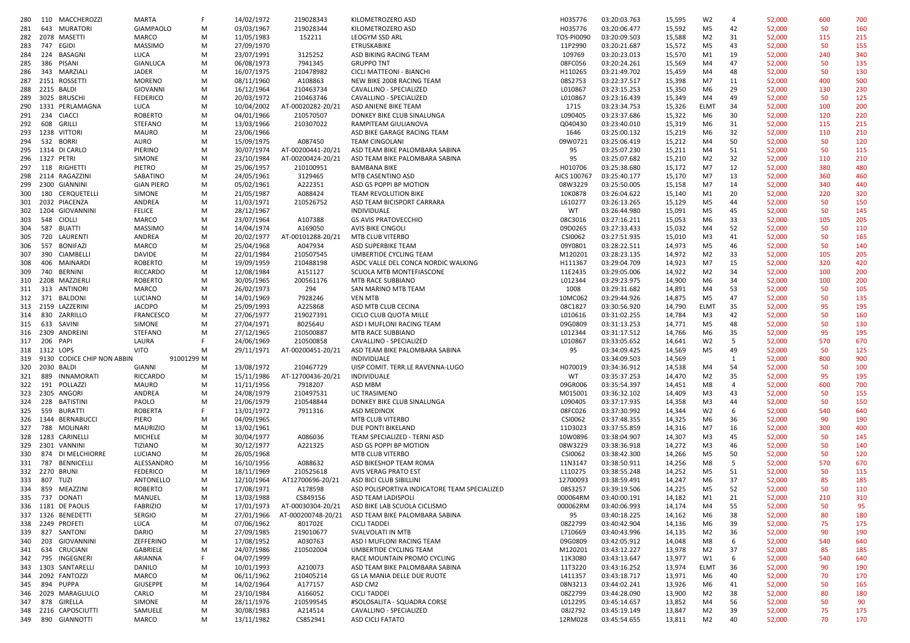|  |  |  |  |  |  |  |  |  |  |  |  |  |  |  |  |
|---|---|---|---|---|---|---|---|---|---|---|---|---|---|---|---|
| 280 | 110 | MACCHEROZZI | MARTA | F | 14/02/1972 | 219028343 | KILOMETROZERO ASD | H035776 | 03:20:03.763 | 15,595 | W2 | 4 | 52,000 | 600 | 700 |
| 281 | 643 | MURATORI | GIAMPAOLO | M | 03/03/1967 | 219028344 | KILOMETROZERO ASD | H035776 | 03:20:06.477 | 15,592 | M5 | 42 | 52,000 | 50 | 160 |
| 282 | 2078 | MASETTI | MARCO | M | 11/05/1983 | 152211 | LEOGYM SSD ARL | TOS-PI0090 | 03:20:09.503 | 15,588 | M2 | 31 | 52,000 | 115 | 215 |
| 283 | 747 | EGIDI | MASSIMO | M | 27/09/1970 |  | ETRUSKABIKE | 11P2990 | 03:20:21.687 | 15,572 | M5 | 43 | 52,000 | 50 | 155 |
| 284 | 224 | BASAGNI | LUCA | M | 23/07/1991 | 3125252 | ASD BIKING RACING TEAM | 109769 | 03:20:23.013 | 15,570 | M1 | 19 | 52,000 | 240 | 340 |
| 285 | 386 | PISANI | GIANLUCA | M | 06/08/1973 | 7941345 | GRUPPO TNT | 08FC056 | 03:20:24.261 | 15,569 | M4 | 47 | 52,000 | 50 | 135 |
| 286 | 343 | MARZIALI | JADER | M | 16/07/1975 | 210478982 | CICLI MATTEONI - BIANCHI | H110265 | 03:21:49.702 | 15,459 | M4 | 48 | 52,000 | 50 | 130 |
| 287 | 2151 | ROSSETTI | MORENO | M | 08/11/1960 | A108863 | NEW BIKE 2008 RACING TEAM | 08S2753 | 03:22:37.517 | 15,398 | M7 | 11 | 52,000 | 400 | 500 |
| 288 | 2215 | BALDI | GIOVANNI | M | 16/12/1964 | 210463734 | CAVALLINO - SPECIALIZED | L010867 | 03:23:15.253 | 15,350 | M6 | 29 | 52,000 | 130 | 230 |
| 289 | 3025 | BRUSCHI | FEDERICO | M | 20/03/1972 | 210463746 | CAVALLINO - SPECIALIZED | L010867 | 03:23:16.439 | 15,349 | M4 | 49 | 52,000 | 50 | 125 |
| 290 | 1331 | PERLAMAGNA | LUCA | M | 10/04/2002 | AT-00020282-20/21 | ASD ANIENE BIKE TEAM | 1715 | 03:23:34.753 | 15,326 | ELMT | 34 | 52,000 | 100 | 200 |
| 291 | 234 | CIACCI | ROBERTO | M | 04/01/1966 | 210570507 | DONKEY BIKE CLUB SINALUNGA | L090405 | 03:23:37.686 | 15,322 | M6 | 30 | 52,000 | 120 | 220 |
| 292 | 608 | GRILLI | STEFANO | M | 13/03/1966 | 210307022 | RAMPITEAM GIULIANOVA | Q040430 | 03:23:40.010 | 15,319 | M6 | 31 | 52,000 | 115 | 215 |
| 293 | 1238 | VITTORI | MAURO | M | 23/06/1966 |  | ASD BIKE GARAGE RACING TEAM | 1646 | 03:25:00.132 | 15,219 | M6 | 32 | 52,000 | 110 | 210 |
| 294 | 532 | BORRI | AURO | M | 15/09/1975 | A087450 | TEAM CINGOLANI | 09W0721 | 03:25:06.419 | 15,212 | M4 | 50 | 52,000 | 50 | 120 |
| 295 | 1314 | DI CARLO | PIERINO | M | 30/07/1974 | AT-00200441-20/21 | ASD TEAM BIKE PALOMBARA SABINA | 95 | 03:25:07.230 | 15,211 | M4 | 51 | 52,000 | 50 | 115 |
| 296 | 1327 | PETRI | SIMONE | M | 23/10/1984 | AT-00200424-20/21 | ASD TEAM BIKE PALOMBARA SABINA | 95 | 03:25:07.682 | 15,210 | M2 | 32 | 52,000 | 110 | 210 |
| 297 | 118 | RIGHETTI | PIETRO | M | 25/06/1957 | 210100951 | BAMBANA BIKE | H010706 | 03:25:38.680 | 15,172 | M7 | 12 | 52,000 | 380 | 480 |
| 298 | 2114 | RAGAZZINI | SABATINO | M | 24/05/1961 | 3129465 | MTB CASENTINO ASD | AICS 100767 | 03:25:40.177 | 15,170 | M7 | 13 | 52,000 | 360 | 460 |
| 299 | 2300 | GIANNINI | GIAN PIERO | M | 05/02/1961 | A222351 | ASD GS POPPI BP MOTION | 08W3229 | 03:25:50.005 | 15,158 | M7 | 14 | 52,000 | 340 | 440 |
| 300 | 180 | CERQUETELLI | SIMONE | M | 21/05/1987 | A088424 | TEAM REVOLUTION BIKE | 10K0878 | 03:26:04.622 | 15,140 | M1 | 20 | 52,000 | 220 | 320 |
| 301 | 2032 | PIACENZA | ANDREA | M | 11/03/1971 | 210526752 | ASD TEAM BICISPORT CARRARA | L610277 | 03:26:13.265 | 15,129 | M5 | 44 | 52,000 | 50 | 150 |
| 302 | 1204 | GIOVANNINI | FELICE | M | 28/12/1967 |  | INDIVIDUALE | WT | 03:26:44.980 | 15,091 | M5 | 45 | 52,000 | 50 | 145 |
| 303 | 548 | CIOLLI | MARCO | M | 23/07/1964 | A107388 | GS AVIS PRATOVECCHIO | 08C3016 | 03:27:16.211 | 15,053 | M6 | 33 | 52,000 | 105 | 205 |
| 304 | 587 | BUATTI | MASSIMO | M | 14/04/1974 | A169050 | AVIS BIKE CINGOLI | 09D0265 | 03:27:33.433 | 15,032 | M4 | 52 | 52,000 | 50 | 110 |
| 305 | 720 | LAURENTI | ANDREA | M | 20/02/1977 | AT-00101288-20/21 | MTB CLUB VITERBO | CSI0062 | 03:27:51.935 | 15,010 | M3 | 41 | 52,000 | 50 | 165 |
| 306 | 557 | BONIFAZI | MARCO | M | 25/04/1968 | A047934 | ASD SUPERBIKE TEAM | 09Y0801 | 03:28:22.511 | 14,973 | M5 | 46 | 52,000 | 50 | 140 |
| 307 | 390 | CIAMBELLI | DAVIDE | M | 22/01/1984 | 210507545 | UMBERTIDE CYCLING TEAM | M120201 | 03:28:23.135 | 14,972 | M2 | 33 | 52,000 | 105 | 205 |
| 308 | 406 | MAINARDI | ROBERTO | M | 19/09/1959 | 210488198 | ASDC VALLE DEL CONCA NORDIC WALKING | H111367 | 03:29:04.709 | 14,923 | M7 | 15 | 52,000 | 320 | 420 |
| 309 | 740 | BERNINI | RICCARDO | M | 12/08/1984 | A151127 | SCUOLA MTB MONTEFIASCONE | 11E2435 | 03:29:05.006 | 14,922 | M2 | 34 | 52,000 | 100 | 200 |
| 310 | 2208 | MAZZIERLI | ROBERTO | M | 30/05/1965 | 200561176 | MTB RACE SUBBIANO | L012344 | 03:29:23.975 | 14,900 | M6 | 34 | 52,000 | 100 | 200 |
| 311 | 313 | ANTINORI | MARCO | M | 26/02/1973 | 294 | SAN MARINO MTB TEAM | 1008 | 03:29:31.682 | 14,891 | M4 | 53 | 52,000 | 50 | 105 |
| 312 | 371 | BALDONI | LUCIANO | M | 14/01/1969 | 7928246 | VEN MTB | 10MC062 | 03:29:44.926 | 14,875 | M5 | 47 | 52,000 | 50 | 135 |
| 313 | 2159 | LAZZERINI | JACOPO | M | 25/09/1993 | A225868 | ASD MTB CLUB CECINA | 08C1827 | 03:30:56.920 | 14,790 | ELMT | 35 | 52,000 | 95 | 195 |
| 314 | 830 | ZARRILLO | FRANCESCO | M | 27/06/1977 | 219027391 | CICLO CLUB QUOTA MILLE | L010616 | 03:31:02.255 | 14,784 | M3 | 42 | 52,000 | 50 | 160 |
| 315 | 633 | SAVINI | SIMONE | M | 27/04/1971 | 802564U | ASD I MUFLONI RACING TEAM | 09G0809 | 03:31:13.253 | 14,771 | M5 | 48 | 52,000 | 50 | 130 |
| 316 | 2309 | ANDREINI | STEFANO | M | 27/12/1965 | 210500887 | MTB RACE SUBBIANO | L012344 | 03:31:17.512 | 14,766 | M6 | 35 | 52,000 | 95 | 195 |
| 317 | 206 | PAPI | LAURA | F | 24/06/1969 | 210500858 | CAVALLINO - SPECIALIZED | L010867 | 03:33:05.652 | 14,641 | W2 | 5 | 52,000 | 570 | 670 |
| 318 | 1312 | LOPS | VITO | M | 29/11/1971 | AT-00200451-20/21 | ASD TEAM BIKE PALOMBARA SABINA | 95 | 03:34:09.425 | 14,569 | M5 | 49 | 52,000 | 50 | 125 |
| 319 | 9130 | CODICE CHIP NON ABBIN | 91001299 | M |  |  | INDIVIDUALE |  | 03:34:09.503 | 14,569 |  | 1 | 52,000 | 800 | 900 |
| 320 | 2030 | BALDI | GIANNI | M | 13/08/1972 | 210467729 | UISP COMIT. TERR.LE RAVENNA-LUGO | H070019 | 03:34:36.912 | 14,538 | M4 | 54 | 52,000 | 50 | 100 |
| 321 | 889 | INNAMORATI | RICCARDO | M | 15/11/1986 | AT-12700436-20/21 | INDIVIDUALE | WT | 03:35:37.253 | 14,470 | M2 | 35 | 52,000 | 95 | 195 |
| 322 | 191 | POLLAZZI | MAURO | M | 11/11/1956 | 7918207 | ASD MBM | 09GR006 | 03:35:54.397 | 14,451 | M8 | 4 | 52,000 | 600 | 700 |
| 323 | 2305 | ANGORI | ANDREA | M | 24/08/1979 | 210497531 | UC TRASIMENO | M015001 | 03:36:32.102 | 14,409 | M3 | 43 | 52,000 | 50 | 155 |
| 324 | 228 | BATISTINI | PAOLO | M | 21/06/1979 | 210548844 | DONKEY BIKE CLUB SINALUNGA | L090405 | 03:37:17.935 | 14,358 | M3 | 44 | 52,000 | 50 | 150 |
| 325 | 559 | BURATTI | ROBERTA | F | 13/01/1972 | 7911316 | ASD MEDINOX | 08FC026 | 03:37:30.992 | 14,344 | W2 | 6 | 52,000 | 540 | 640 |
| 326 | 1344 | BERNABUCCI | PIERO | M | 04/09/1965 |  | MTB CLUB VITERBO | CSI0062 | 03:37:48.355 | 14,325 | M6 | 36 | 52,000 | 90 | 190 |
| 327 | 788 | MOLINARI | MAURIZIO | M | 13/02/1961 |  | DUE PONTI BIKELAND | 11D3023 | 03:37:55.859 | 14,316 | M7 | 16 | 52,000 | 300 | 400 |
| 328 | 1283 | CARINELLI | MICHELE | M | 30/04/1977 | A086036 | TEAM SPECIALIZED - TERNI ASD | 10W0896 | 03:38:04.907 | 14,307 | M3 | 45 | 52,000 | 50 | 145 |
| 329 | 2301 | VANNINI | TIZIANO | M | 30/12/1977 | A221325 | ASD GS POPPI BP MOTION | 08W3229 | 03:38:36.918 | 14,272 | M3 | 46 | 52,000 | 50 | 140 |
| 330 | 874 | DI MELCHIORRE | LUCIANO | M | 26/05/1968 |  | MTB CLUB VITERBO | CSI0062 | 03:38:42.300 | 14,266 | M5 | 50 | 52,000 | 50 | 120 |
| 331 | 787 | BENNICELLI | ALESSANDRO | M | 16/10/1956 | A088632 | ASD BIKESHOP TEAM ROMA | 11N3147 | 03:38:50.911 | 14,256 | M8 | 5 | 52,000 | 570 | 670 |
| 332 | 2270 | BRUNI | FEDERICO | M | 18/11/1969 | 210525618 | AVIS VERAG PRATO EST | L110275 | 03:38:55.248 | 14,252 | M5 | 51 | 52,000 | 50 | 115 |
| 333 | 807 | TUZI | ANTONELLO | M | 12/10/1964 | AT12700696-20/21 | ASD BICI CLUB SIBILLINI | 12700093 | 03:38:59.491 | 14,247 | M6 | 37 | 52,000 | 85 | 185 |
| 334 | 859 | MEAZZINI | ROBERTO | M | 17/08/1971 | A178598 | ASD POLISPORTIVA INDICATORE TEAM SPECIALIZED | 08S3257 | 03:39:19.506 | 14,225 | M5 | 52 | 52,000 | 50 | 110 |
| 335 | 737 | DONATI | MANUEL | M | 13/03/1988 | CS849156 | ASD TEAM LADISPOLI | 000064RM | 03:40:00.191 | 14,182 | M1 | 21 | 52,000 | 210 | 310 |
| 336 | 1181 | DE PAOLIS | FABRIZIO | M | 17/01/1973 | AT-00030304-20/21 | ASD BIKE LAB SCUOLA CICLISMO | 000062RM | 03:40:06.993 | 14,174 | M4 | 55 | 52,000 | 50 | 95 |
| 337 | 1326 | BENEDETTI | SERGIO | M | 27/01/1966 | AT-000200748-20/21 | ASD TEAM BIKE PALOMBARA SABINA | 95 | 03:40:18.225 | 14,162 | M6 | 38 | 52,000 | 80 | 180 |
| 338 | 2249 | PROFETI | LUCA | M | 07/06/1962 | 801702E | CICLI TADDEI | 08Z2799 | 03:40:42.904 | 14,136 | M6 | 39 | 52,000 | 75 | 175 |
| 339 | 827 | SANTONI | DARIO | M | 27/09/1985 | 219010677 | SVALVOLATI IN MTB | L710669 | 03:40:43.996 | 14,135 | M2 | 36 | 52,000 | 90 | 190 |
| 340 | 203 | GIOVANNINI | ZEFFERINO | M | 17/08/1952 | A030763 | ASD I MUFLONI RACING TEAM | 09G0809 | 03:42:05.912 | 14,048 | M8 | 6 | 52,000 | 540 | 640 |
| 341 | 634 | CRUCIANI | GABRIELE | M | 24/07/1986 | 210502004 | UMBERTIDE CYCLING TEAM | M120201 | 03:43:12.227 | 13,978 | M2 | 37 | 52,000 | 85 | 185 |
| 342 | 795 | INGEGNERI | ARIANNA | F | 04/07/1999 |  | RACE MOUNTAIN PROMO CYCLING | 11K3080 | 03:43:13.647 | 13,977 | W1 | 6 | 52,000 | 540 | 640 |
| 343 | 1303 | SANTARELLI | DANILO | M | 10/01/1993 | A210073 | ASD TEAM BIKE PALOMBARA SABINA | 11T3220 | 03:43:16.252 | 13,974 | ELMT | 36 | 52,000 | 90 | 190 |
| 344 | 2092 | FANTOZZI | MARCO | M | 06/11/1962 | 210405214 | GS LA MANIA DELLE DUE RUOTE | L411357 | 03:43:18.717 | 13,971 | M6 | 40 | 52,000 | 70 | 170 |
| 345 | 894 | PUPPA | GIUSEPPE | M | 14/02/1964 | A177157 | ASD CM2 | 08N3213 | 03:44:02.241 | 13,926 | M6 | 41 | 52,000 | 50 | 165 |
| 346 | 2029 | MARAGLIULO | CARLO | M | 23/10/1984 | A166052 | CICLI TADDEI | 08Z2799 | 03:44:28.090 | 13,900 | M2 | 38 | 52,000 | 80 | 180 |
| 347 | 878 | GIRELLA | SIMONE | M | 28/11/1976 | 210599545 | #SOLOSALITA - SQUADRA CORSE | L012295 | 03:45:14.657 | 13,852 | M4 | 56 | 52,000 | 50 | 90 |
| 348 | 2216 | CAPOSCIUTTI | SAMUELE | M | 30/08/1983 | A214514 | CAVALLINO - SPECIALIZED | 08J2792 | 03:45:19.149 | 13,847 | M2 | 39 | 52,000 | 75 | 175 |
| 349 | 890 | GIANNOTTI | MARCO | M | 13/11/1982 | CS852941 | ASD CICLI FATATO | 12RM028 | 03:45:54.655 | 13,811 | M2 | 40 | 52,000 | 70 | 170 |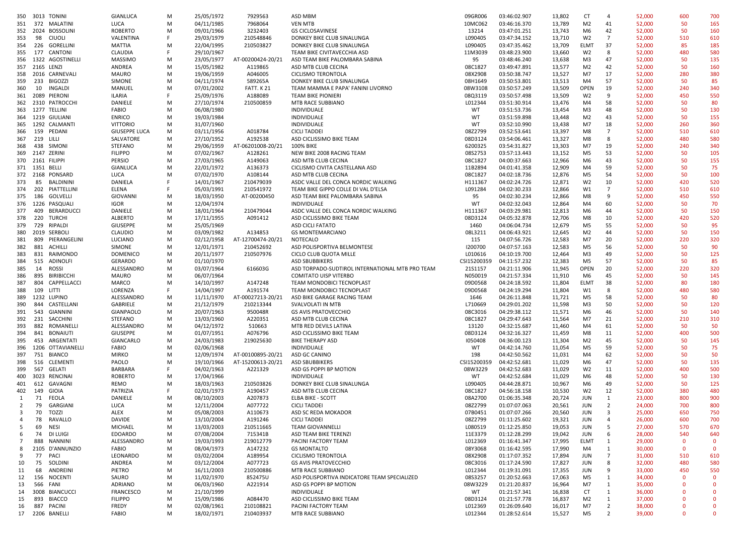| | | | | | | | | | | | | | | | | |
|---|---|---|---|---|---|---|---|---|---|---|---|---|---|---|---|---|
| 350 | 3013 | TONINI | GIANLUCA | M | 25/05/1972 | 7929563 | ASD MBM | 09GR006 | 03:46:02.907 | 13,802 | CT | 4 | 52,000 | 600 | 700 |
| 351 | 372 | MALATINI | LUCA | M | 04/11/1985 | 7968064 | VEN MTB | 10MC062 | 03:46:16.370 | 13,789 | M2 | 41 | 52,000 | 50 | 165 |
| 352 | 2024 | BOSSOLINI | ROBERTO | M | 09/01/1966 | 3232403 | GS CICLOSAVINESE | 13214 | 03:47:01.251 | 13,743 | M6 | 42 | 52,000 | 50 | 160 |
| 353 | 98 | CIUOLI | VALENTINA | F | 29/03/1979 | 210548846 | DONKEY BIKE CLUB SINALUNGA | L090405 | 03:47:34.152 | 13,710 | W2 | 7 | 52,000 | 510 | 610 |
| 354 | 226 | GORELLINI | MATTIA | M | 22/04/1995 | 210503827 | DONKEY BIKE CLUB SINALUNGA | L090405 | 03:47:35.462 | 13,709 | ELMT | 37 | 52,000 | 85 | 185 |
| 355 | 177 | CANTONI | CLAUDIA | F | 29/10/1967 | | TEAM BIKE CIVITAVECCHIA ASD | 11M3039 | 03:48:23.900 | 13,660 | W2 | 8 | 52,000 | 480 | 580 |
| 356 | 1322 | AGOSTINELLI | MASSIMO | M | 23/05/1977 | AT-00200424-20/21 | ASD TEAM BIKE PALOMBARA SABINA | 95 | 03:48:46.240 | 13,638 | M3 | 47 | 52,000 | 50 | 135 |
| 357 | 2165 | LENZI | ANDREA | M | 15/05/1982 | A119865 | ASD MTB CLUB CECINA | 08C1827 | 03:49:47.891 | 13,577 | M2 | 42 | 52,000 | 50 | 160 |
| 358 | 2016 | CARNEVALI | MAURO | M | 19/06/1959 | A046005 | CICLISMO TERONTOLA | 08X2908 | 03:50:38.747 | 13,527 | M7 | 17 | 52,000 | 280 | 380 |
| 359 | 233 | BIGOZZI | SIMONE | M | 04/11/1974 | 589265A | DONKEY BIKE CLUB SINALUNGA | 08H1649 | 03:50:53.801 | 13,513 | M4 | 57 | 52,000 | 50 | 85 |
| 360 | 10 | INGALDI | MANUEL | M | 07/01/2002 | FATT. K 21 | TEAM MAMMA E PAPA' FANINI LIVORNO | 08W3108 | 03:50:57.249 | 13,509 | OPEN | 19 | 52,000 | 240 | 340 |
| 361 | 2089 | PIERONI | ILARIA | F | 25/09/1976 | A188089 | TEAM BIKE PIONIERI | 08Q3119 | 03:50:57.498 | 13,509 | W2 | 9 | 52,000 | 450 | 550 |
| 362 | 2310 | PATROCCHI | DANIELE | M | 27/10/1974 | 210500859 | MTB RACE SUBBIANO | L012344 | 03:51:30.914 | 13,476 | M4 | 58 | 52,000 | 50 | 80 |
| 363 | 1277 | TELLINI | FABIO | M | 06/08/1980 | | INDIVIDUALE | WT | 03:51:53.736 | 13,454 | M3 | 48 | 52,000 | 50 | 130 |
| 364 | 1219 | GIULIANI | ENRICO | M | 19/03/1984 | | INDIVIDUALE | WT | 03:51:59.898 | 13,448 | M2 | 43 | 52,000 | 50 | 155 |
| 365 | 1292 | CALMANTI | VITTORIO | M | 31/07/1960 | | INDIVIDUALE | WT | 03:52:10.990 | 13,438 | M7 | 18 | 52,000 | 260 | 360 |
| 366 | 159 | PEDANI | GIUSEPPE LUCA | M | 03/11/1956 | A018784 | CICLI TADDEI | 08Z2799 | 03:52:53.641 | 13,397 | M8 | 7 | 52,000 | 510 | 610 |
| 367 | 219 | LILLI | SALVATORE | M | 27/10/1952 | A192538 | ASD CICLISSIMO BIKE TEAM | 08D3124 | 03:54:06.461 | 13,327 | M8 | 8 | 52,000 | 480 | 580 |
| 368 | 438 | SIMONI | STEFANO | M | 29/06/1959 | AT-06201008-20/21 | 100% BIKE | 6200325 | 03:54:31.827 | 13,303 | M7 | 19 | 52,000 | 240 | 340 |
| 369 | 2147 | ZERINI | FILIPPO | M | 07/02/1967 | A128261 | NEW BIKE 2008 RACING TEAM | 08S2753 | 03:57:13.443 | 13,152 | M5 | 53 | 52,000 | 50 | 105 |
| 370 | 2161 | FILIPPI | PERSIO | M | 27/03/1965 | A149063 | ASD MTB CLUB CECINA | 08C1827 | 04:00:37.663 | 12,966 | M6 | 43 | 52,000 | 50 | 155 |
| 371 | 1351 | BELLI | GIANLUCA | M | 22/01/1972 | A136373 | CICLISMO CIVITA CASTELLANA ASD | 11B2894 | 04:01:41.358 | 12,909 | M4 | 59 | 52,000 | 50 | 75 |
| 372 | 2168 | PONSARD | LUCA | M | 07/02/1970 | A108144 | ASD MTB CLUB CECINA | 08C1827 | 04:02:18.736 | 12,876 | M5 | 54 | 52,000 | 50 | 100 |
| 373 | 85 | BALDININI | DANIELA | F | 14/01/1967 | 210479039 | ASDC VALLE DEL CONCA NORDIC WALKING | H111367 | 04:02:24.726 | 12,871 | W2 | 10 | 52,000 | 420 | 520 |
| 374 | 202 | PIATTELLINI | ELENA | F | 05/03/1991 | 210541972 | TEAM BIKE GIPPO COLLE DI VAL D'ELSA | L091284 | 04:02:30.233 | 12,866 | W1 | 7 | 52,000 | 510 | 610 |
| 375 | 186 | GOLVELLI | GIOVANNI | M | 18/03/1950 | AT-00200450 | ASD TEAM BIKE PALOMBARA SABINA | 95 | 04:02:30.234 | 12,866 | M8 | 9 | 52,000 | 450 | 550 |
| 376 | 1226 | PASQUALI | IGOR | M | 12/04/1974 | | INDIVIDUALE | WT | 04:02:32.043 | 12,864 | M4 | 60 | 52,000 | 50 | 70 |
| 377 | 409 | BERARDUCCI | DANIELE | M | 18/01/1964 | 210479044 | ASDC VALLE DEL CONCA NORDIC WALKING | H111367 | 04:03:29.981 | 12,813 | M6 | 44 | 52,000 | 50 | 150 |
| 378 | 220 | TURCHI | ALBERTO | M | 17/11/1955 | A091412 | ASD CICLISSIMO BIKE TEAM | 08D3124 | 04:05:32.878 | 12,706 | M8 | 10 | 52,000 | 420 | 520 |
| 379 | 729 | RIPALDI | GIUSEPPE | M | 25/05/1969 | | ASD CICLI FATATO | 1460 | 04:06:04.734 | 12,679 | M5 | 55 | 52,000 | 50 | 95 |
| 380 | 2019 | SERBOLI | CLAUDIO | M | 03/09/1982 | A134853 | GS MONTEMARCIANO | 08L3211 | 04:06:43.921 | 12,645 | M2 | 44 | 52,000 | 50 | 150 |
| 381 | 809 | PIERANGELINI | LUCIANO | M | 02/12/1958 | AT-12700474-20/21 | NOTECALO | 115 | 04:07:56.726 | 12,583 | M7 | 20 | 52,000 | 220 | 320 |
| 382 | 881 | ACHILLI | SIMONE | M | 12/01/1971 | 210452692 | ASD POLISPORTIVA BELMONTESE | I200700 | 04:07:57.163 | 12,583 | M5 | 56 | 52,000 | 50 | 90 |
| 383 | 831 | RAIMONDO | DOMENICO | M | 20/11/1977 | 210507976 | CICLO CLUB QUOTA MILLE | L010616 | 04:10:19.700 | 12,464 | M3 | 49 | 52,000 | 50 | 125 |
| 384 | 515 | ADINOLFI | GERARDO | M | 01/10/1970 | | ASD SBUBBIKERS | CSI15200359 | 04:11:57.232 | 12,383 | M5 | 57 | 52,000 | 50 | 85 |
| 385 | 14 | ROSSI | ALESSANDRO | M | 03/07/1964 | 616603G | ASD TORPADO-SUDTIROL INTERNATIONAL MTB PRO TEAM | 21S1157 | 04:21:11.906 | 11,945 | OPEN | 20 | 52,000 | 220 | 320 |
| 386 | 895 | BIRIBICCHI | MAURO | M | 06/07/1964 | | COMITATO UISP VITERBO | N050019 | 04:21:57.334 | 11,910 | M6 | 45 | 52,000 | 50 | 145 |
| 387 | 804 | CAPPELLACCI | MARCO | M | 14/10/1997 | A147248 | TEAM MONDOBICI TECNOPLAST | 09D0568 | 04:24:18.592 | 11,804 | ELMT | 38 | 52,000 | 80 | 180 |
| 388 | 109 | LITTI | LORENZA | F | 14/04/1997 | A191574 | TEAM MONDOBICI TECNOPLAST | 09D0568 | 04:24:19.294 | 11,804 | W1 | 8 | 52,000 | 480 | 580 |
| 389 | 1232 | LUPINO | ALESSANDRO | M | 11/11/1970 | AT-00027213-20/21 | ASD BIKE GARAGE RACING TEAM | 1646 | 04:26:11.848 | 11,721 | M5 | 58 | 52,000 | 50 | 80 |
| 390 | 844 | CASTELLANI | GABRIELE | M | 21/12/1979 | 210213344 | SVALVOLATI IN MTB | L710669 | 04:29:01.202 | 11,598 | M3 | 50 | 52,000 | 50 | 120 |
| 391 | 543 | GIANNINI | GIANPAOLO | M | 20/07/1963 | 950048R | GS AVIS PRATOVECCHIO | 08C3016 | 04:29:38.112 | 11,571 | M6 | 46 | 52,000 | 50 | 140 |
| 392 | 231 | SACCHINI | STEFANO | M | 13/03/1960 | A220351 | ASD MTB CLUB CECINA | 08C1827 | 04:29:47.643 | 11,564 | M7 | 21 | 52,000 | 210 | 310 |
| 393 | 882 | ROMANELLI | ALESSANDRO | M | 04/12/1972 | 510663 | MTB RED DEVILS LATINA | 13120 | 04:32:15.687 | 11,460 | M4 | 61 | 52,000 | 50 | 50 |
| 394 | 841 | BONAIUTI | GIUSEPPE | M | 01/07/1951 | A076796 | ASD CICLISSIMO BIKE TEAM | 08D3124 | 04:32:16.327 | 11,459 | M8 | 11 | 52,000 | 400 | 500 |
| 395 | 453 | ARGENTATI | GIANCARLO | M | 24/03/1983 | 219025630 | BIKE THERAPY ASD | I050408 | 04:36:00.123 | 11,304 | M2 | 45 | 52,000 | 50 | 145 |
| 396 | 1206 | OTTAVIANELLI | FABIO | M | 02/06/1968 | | INDIVIDUALE | WT | 04:42:14.760 | 11,054 | M5 | 59 | 52,000 | 50 | 75 |
| 397 | 751 | BIANCO | MIRKO | M | 12/09/1974 | AT-00100895-20/21 | ASD GC CANINO | 198 | 04:42:50.562 | 11,031 | M4 | 62 | 52,000 | 50 | 50 |
| 398 | 516 | CLEMENTI | PAOLO | M | 19/10/1966 | AT-15200613-20/21 | ASD SBUBBIKERS | CSI15200359 | 04:42:52.681 | 11,029 | M6 | 47 | 52,000 | 50 | 135 |
| 399 | 567 | GELATI | BARBARA | F | 04/02/1963 | A221329 | ASD GS POPPI BP MOTION | 08W3229 | 04:42:52.683 | 11,029 | W2 | 11 | 52,000 | 400 | 500 |
| 400 | 3023 | RENCINAI | ROBERTO | M | 17/04/1966 | | INDIVIDUALE | WT | 04:42:52.684 | 11,029 | M6 | 48 | 52,000 | 50 | 130 |
| 401 | 612 | GAVAGNI | REMO | M | 18/03/1963 | 210503826 | DONKEY BIKE CLUB SINALUNGA | L090405 | 04:44:28.871 | 10,967 | M6 | 49 | 52,000 | 50 | 125 |
| 402 | 149 | GIOIA | PATRIZIA | F | 02/01/1973 | A190457 | ASD MTB CLUB CECINA | 08C1827 | 04:56:18.158 | 10,530 | W2 | 12 | 52,000 | 380 | 480 |
| 1 | 71 | FEOLA | DANIELE | M | 08/10/2003 | A207873 | ELBA BIKE - SCOTT | 08A2700 | 01:06:35.348 | 20,724 | JUN | 1 | 23,000 | 800 | 900 |
| 2 | 79 | GARGIANI | LUCA | M | 12/11/2004 | A077722 | CICLI TADDEI | 08Z2799 | 01:07:07.063 | 20,561 | JUN | 2 | 24,000 | 700 | 800 |
| 3 | 70 | TOZZI | ALEX | M | 05/08/2003 | A110673 | ASD SC REDA MOKADOR | 07B0451 | 01:07:07.266 | 20,560 | JUN | 3 | 25,000 | 650 | 750 |
| 4 | 78 | RAVALLO | DAVIDE | M | 13/10/2004 | A191246 | CICLI TADDEI | 08Z2799 | 01:11:25.602 | 19,321 | JUN | 4 | 26,000 | 600 | 700 |
| 5 | 69 | NESI | MICHAEL | M | 13/03/2003 | 210511665 | TEAM GIOVANNELLI | L080519 | 01:12:25.850 | 19,053 | JUN | 5 | 27,000 | 570 | 670 |
| 6 | 74 | DI LUIGI | EDOARDO | M | 07/08/2004 | 715341B | ASD TEAM BIKE TERENZI | 11E3379 | 01:12:28.299 | 19,042 | JUN | 6 | 28,000 | 540 | 640 |
| 7 | 888 | NANNINI | ALESSANDRO | M | 19/03/1993 | 219012779 | PACINI FACTORY TEAM | L012369 | 01:16:41.347 | 17,995 | ELMT | 1 | 29,000 | 0 | 0 |
| 8 | 2105 | D'ANNUNZIO | FABIO | M | 08/04/1973 | A147232 | GS MONTALTO | 08Y3068 | 01:16:42.595 | 17,990 | M4 | 1 | 30,000 | 0 | 0 |
| 9 | 77 | PACI | LEONARDO | M | 03/02/2004 | A189954 | CICLISMO TERONTOLA | 08X2908 | 01:17:07.352 | 17,894 | JUN | 7 | 31,000 | 510 | 610 |
| 10 | 75 | SOLDINI | ANDREA | M | 03/12/2004 | A077723 | GS AVIS PRATOVECCHIO | 08C3016 | 01:17:24.590 | 17,827 | JUN | 8 | 32,000 | 480 | 580 |
| 11 | 68 | ANDREINI | PIETRO | M | 16/11/2003 | 210500886 | MTB RACE SUBBIANO | L012344 | 01:19:31.091 | 17,355 | JUN | 9 | 33,000 | 450 | 550 |
| 12 | 156 | NOCENTI | SAURO | M | 11/02/1970 | 852475U | ASD POLISPORTIVA INDICATORE TEAM SPECIALIZED | 08S3257 | 01:20:52.663 | 17,063 | M5 | 1 | 34,000 | 0 | 0 |
| 13 | 566 | FANI | ADRIANO | M | 06/03/1960 | A221914 | ASD GS POPPI BP MOTION | 08W3229 | 01:21:20.837 | 16,964 | M7 | 1 | 35,000 | 0 | 0 |
| 14 | 3008 | BIANCUCCI | FRANCESCO | M | 21/10/1999 | | INDIVIDUALE | WT | 01:21:57.341 | 16,838 | CT | 1 | 36,000 | 0 | 0 |
| 15 | 893 | BIACCO | FILIPPO | M | 15/09/1986 | A084470 | ASD CICLISSIMO BIKE TEAM | 08D3124 | 01:21:57.778 | 16,837 | M2 | 1 | 37,000 | 0 | 0 |
| 16 | 887 | PACINI | FREDY | M | 02/08/1961 | 210108821 | PACINI FACTORY TEAM | L012369 | 01:26:09.640 | 16,017 | M7 | 2 | 38,000 | 0 | 0 |
| 17 | 2206 | BANELLI | FABIO | M | 18/02/1971 | 210403937 | MTB RACE SUBBIANO | L012344 | 01:28:52.614 | 15,527 | M5 | 2 | 39,000 | 0 | 0 |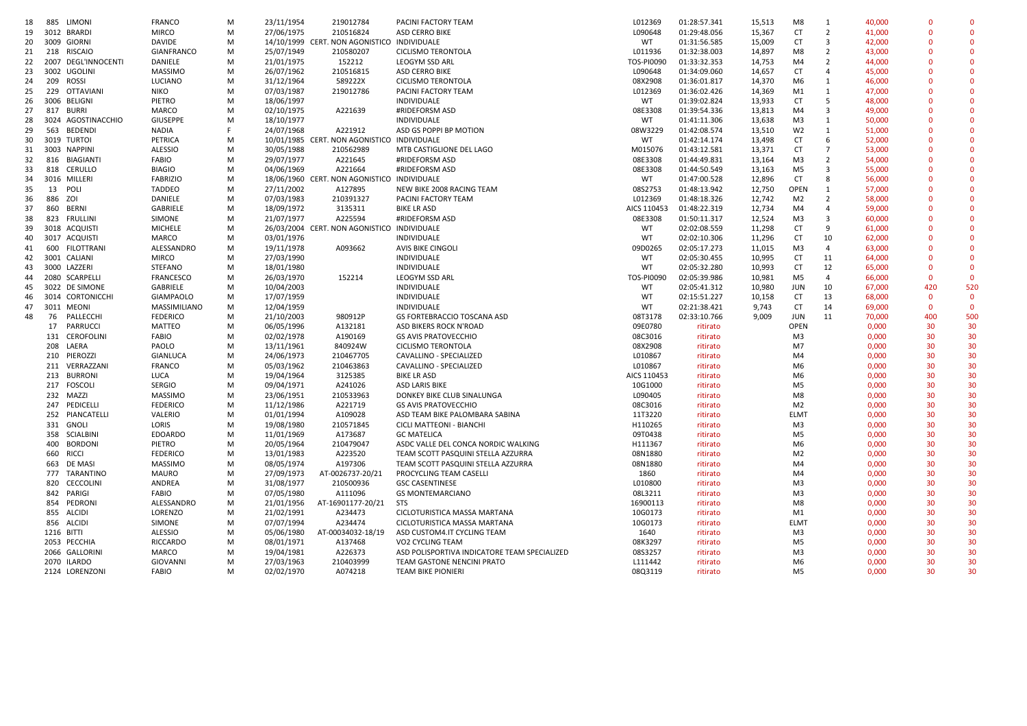| | | | | | | | | | | | | | | | | |
|---|---|---|---|---|---|---|---|---|---|---|---|---|---|---|---|---|
| 18 | 885 | LIMONI | FRANCO | M | 23/11/1954 | 219012784 | PACINI FACTORY TEAM | L012369 | 01:28:57.341 | 15,513 | M8 | 1 | 40,000 | 0 | 0 |
| 19 | 3012 | BRARDI | MIRCO | M | 27/06/1975 | 210516824 | ASD CERRO BIKE | L090648 | 01:29:48.056 | 15,367 | CT | 2 | 41,000 | 0 | 0 |
| 20 | 3009 | GIORNI | DAVIDE | M | 14/10/1999 | CERT. NON AGONISTICO | INDIVIDUALE | WT | 01:31:56.585 | 15,009 | CT | 3 | 42,000 | 0 | 0 |
| 21 | 218 | RISCAIO | GIANFRANCO | M | 25/07/1949 | 210580207 | CICLISMO TERONTOLA | L011936 | 01:32:38.003 | 14,897 | M8 | 2 | 43,000 | 0 | 0 |
| 22 | 2007 | DEGL'INNOCENTI | DANIELE | M | 21/01/1975 | 152212 | LEOGYM SSD ARL | TOS-PI0090 | 01:33:32.353 | 14,753 | M4 | 2 | 44,000 | 0 | 0 |
| 23 | 3002 | UGOLINI | MASSIMO | M | 26/07/1962 | 210516815 | ASD CERRO BIKE | L090648 | 01:34:09.060 | 14,657 | CT | 4 | 45,000 | 0 | 0 |
| 24 | 209 | ROSSI | LUCIANO | M | 31/12/1964 | 589222X | CICLISMO TERONTOLA | 08X2908 | 01:36:01.817 | 14,370 | M6 | 1 | 46,000 | 0 | 0 |
| 25 | 229 | OTTAVIANI | NIKO | M | 07/03/1987 | 219012786 | PACINI FACTORY TEAM | L012369 | 01:36:02.426 | 14,369 | M1 | 1 | 47,000 | 0 | 0 |
| 26 | 3006 | BELIGNI | PIETRO | M | 18/06/1997 | | INDIVIDUALE | WT | 01:39:02.824 | 13,933 | CT | 5 | 48,000 | 0 | 0 |
| 27 | 817 | BURRI | MARCO | M | 02/10/1975 | A221639 | #RIDEFORSM ASD | 08E3308 | 01:39:54.336 | 13,813 | M4 | 3 | 49,000 | 0 | 0 |
| 28 | 3024 | AGOSTINACCHIO | GIUSEPPE | M | 18/10/1977 | | INDIVIDUALE | WT | 01:41:11.306 | 13,638 | M3 | 1 | 50,000 | 0 | 0 |
| 29 | 563 | BEDENDI | NADIA | F | 24/07/1968 | A221912 | ASD GS POPPI BP MOTION | 08W3229 | 01:42:08.574 | 13,510 | W2 | 1 | 51,000 | 0 | 0 |
| 30 | 3019 | TURTOI | PETRICA | M | 10/01/1985 | CERT. NON AGONISTICO | INDIVIDUALE | WT | 01:42:14.174 | 13,498 | CT | 6 | 52,000 | 0 | 0 |
| 31 | 3003 | NAPPINI | ALESSIO | M | 30/05/1988 | 210562989 | MTB CASTIGLIONE DEL LAGO | M015076 | 01:43:12.581 | 13,371 | CT | 7 | 53,000 | 0 | 0 |
| 32 | 816 | BIAGIANTI | FABIO | M | 29/07/1977 | A221645 | #RIDEFORSM ASD | 08E3308 | 01:44:49.831 | 13,164 | M3 | 2 | 54,000 | 0 | 0 |
| 33 | 818 | CERULLO | BIAGIO | M | 04/06/1969 | A221664 | #RIDEFORSM ASD | 08E3308 | 01:44:50.549 | 13,163 | M5 | 3 | 55,000 | 0 | 0 |
| 34 | 3016 | MILLERI | FABRIZIO | M | 18/06/1960 | CERT. NON AGONISTICO | INDIVIDUALE | WT | 01:47:00.528 | 12,896 | CT | 8 | 56,000 | 0 | 0 |
| 35 | 13 | POLI | TADDEO | M | 27/11/2002 | A127895 | NEW BIKE 2008 RACING TEAM | 08S2753 | 01:48:13.942 | 12,750 | OPEN | 1 | 57,000 | 0 | 0 |
| 36 | 886 | ZOI | DANIELE | M | 07/03/1983 | 210391327 | PACINI FACTORY TEAM | L012369 | 01:48:18.326 | 12,742 | M2 | 2 | 58,000 | 0 | 0 |
| 37 | 860 | BERNI | GABRIELE | M | 18/09/1972 | 3135311 | BIKE LR ASD | AICS 110453 | 01:48:22.319 | 12,734 | M4 | 4 | 59,000 | 0 | 0 |
| 38 | 823 | FRULLINI | SIMONE | M | 21/07/1977 | A225594 | #RIDEFORSM ASD | 08E3308 | 01:50:11.317 | 12,524 | M3 | 3 | 60,000 | 0 | 0 |
| 39 | 3018 | ACQUISTI | MICHELE | M | 26/03/2004 | CERT. NON AGONISTICO | INDIVIDUALE | WT | 02:02:08.559 | 11,298 | CT | 9 | 61,000 | 0 | 0 |
| 40 | 3017 | ACQUISTI | MARCO | M | 03/01/1976 | | INDIVIDUALE | WT | 02:02:10.306 | 11,296 | CT | 10 | 62,000 | 0 | 0 |
| 41 | 600 | FILOTTRANI | ALESSANDRO | M | 19/11/1978 | A093662 | AVIS BIKE CINGOLI | 09D0265 | 02:05:17.273 | 11,015 | M3 | 4 | 63,000 | 0 | 0 |
| 42 | 3001 | CALIANI | MIRCO | M | 27/03/1990 | | INDIVIDUALE | WT | 02:05:30.455 | 10,995 | CT | 11 | 64,000 | 0 | 0 |
| 43 | 3000 | LAZZERI | STEFANO | M | 18/01/1980 | | INDIVIDUALE | WT | 02:05:32.280 | 10,993 | CT | 12 | 65,000 | 0 | 0 |
| 44 | 2080 | SCARPELLI | FRANCESCO | M | 26/03/1970 | 152214 | LEOGYM SSD ARL | TOS-PI0090 | 02:05:39.986 | 10,981 | M5 | 4 | 66,000 | 0 | 0 |
| 45 | 3022 | DE SIMONE | GABRIELE | M | 10/04/2003 | | INDIVIDUALE | WT | 02:05:41.312 | 10,980 | JUN | 10 | 67,000 | 420 | 520 |
| 46 | 3014 | CORTONICCHI | GIAMPAOLO | M | 17/07/1959 | | INDIVIDUALE | WT | 02:15:51.227 | 10,158 | CT | 13 | 68,000 | 0 | 0 |
| 47 | 3011 | MEONI | MASSIMILIANO | M | 12/04/1959 | | INDIVIDUALE | WT | 02:21:38.421 | 9,743 | CT | 14 | 69,000 | 0 | 0 |
| 48 | 76 | PALLECCHI | FEDERICO | M | 21/10/2003 | 980912P | GS FORTEBRACCIO TOSCANA ASD | 08T3178 | 02:33:10.766 | 9,009 | JUN | 11 | 70,000 | 400 | 500 |
| | 17 | PARRUCCI | MATTEO | M | 06/05/1996 | A132181 | ASD BIKERS ROCK N'ROAD | 09E0780 | ritirato | | OPEN | | 0,000 | 30 | 30 |
| | 131 | CEROFOLINI | FABIO | M | 02/02/1978 | A190169 | GS AVIS PRATOVECCHIO | 08C3016 | ritirato | | M3 | | 0,000 | 30 | 30 |
| | 208 | LAERA | PAOLO | M | 13/11/1961 | 840924W | CICLISMO TERONTOLA | 08X2908 | ritirato | | M7 | | 0,000 | 30 | 30 |
| | 210 | PIEROZZI | GIANLUCA | M | 24/06/1973 | 210467705 | CAVALLINO - SPECIALIZED | L010867 | ritirato | | M4 | | 0,000 | 30 | 30 |
| | 211 | VERRAZZANI | FRANCO | M | 05/03/1962 | 210463863 | CAVALLINO - SPECIALIZED | L010867 | ritirato | | M6 | | 0,000 | 30 | 30 |
| | 213 | BURRONI | LUCA | M | 19/04/1964 | 3125385 | BIKE LR ASD | AICS 110453 | ritirato | | M6 | | 0,000 | 30 | 30 |
| | 217 | FOSCOLI | SERGIO | M | 09/04/1971 | A241026 | ASD LARIS BIKE | 10G1000 | ritirato | | M5 | | 0,000 | 30 | 30 |
| | 232 | MAZZI | MASSIMO | M | 23/06/1951 | 210533963 | DONKEY BIKE CLUB SINALUNGA | L090405 | ritirato | | M8 | | 0,000 | 30 | 30 |
| | 247 | PEDICELLI | FEDERICO | M | 11/12/1986 | A221719 | GS AVIS PRATOVECCHIO | 08C3016 | ritirato | | M2 | | 0,000 | 30 | 30 |
| | 252 | PIANCATELLI | VALERIO | M | 01/01/1994 | A109028 | ASD TEAM BIKE PALOMBARA SABINA | 11T3220 | ritirato | | ELMT | | 0,000 | 30 | 30 |
| | 331 | GNOLI | LORIS | M | 19/08/1980 | 210571845 | CICLI MATTEONI - BIANCHI | H110265 | ritirato | | M3 | | 0,000 | 30 | 30 |
| | 358 | SCIALBINI | EDOARDO | M | 11/01/1969 | A173687 | GC MATELICA | 09T0438 | ritirato | | M5 | | 0,000 | 30 | 30 |
| | 400 | BORDONI | PIETRO | M | 20/05/1964 | 210479047 | ASDC VALLE DEL CONCA NORDIC WALKING | H111367 | ritirato | | M6 | | 0,000 | 30 | 30 |
| | 660 | RICCI | FEDERICO | M | 13/01/1983 | A223520 | TEAM SCOTT PASQUINI STELLA AZZURRA | 08N1880 | ritirato | | M2 | | 0,000 | 30 | 30 |
| | 663 | DE MASI | MASSIMO | M | 08/05/1974 | A197306 | TEAM SCOTT PASQUINI STELLA AZZURRA | 08N1880 | ritirato | | M4 | | 0,000 | 30 | 30 |
| | 777 | TARANTINO | MAURO | M | 27/09/1973 | AT-0026737-20/21 | PROCYCLING TEAM CASELLI | 1860 | ritirato | | M4 | | 0,000 | 30 | 30 |
| | 820 | CECCOLINI | ANDREA | M | 31/08/1977 | 210500936 | GSC CASENTINESE | L010800 | ritirato | | M3 | | 0,000 | 30 | 30 |
| | 842 | PARIGI | FABIO | M | 07/05/1980 | A111096 | GS MONTEMARCIANO | 08L3211 | ritirato | | M3 | | 0,000 | 30 | 30 |
| | 854 | PEDRONI | ALESSANDRO | M | 21/01/1956 | AT-16901177-20/21 | STS | 16900113 | ritirato | | M8 | | 0,000 | 30 | 30 |
| | 855 | ALCIDI | LORENZO | M | 21/02/1991 | A234473 | CICLOTURISTICA MASSA MARTANA | 10G0173 | ritirato | | M1 | | 0,000 | 30 | 30 |
| | 856 | ALCIDI | SIMONE | M | 07/07/1994 | A234474 | CICLOTURISTICA MASSA MARTANA | 10G0173 | ritirato | | ELMT | | 0,000 | 30 | 30 |
| | 1216 | BITTI | ALESSIO | M | 05/06/1980 | AT-00034032-18/19 | ASD CUSTOM4.IT CYCLING TEAM | 1640 | ritirato | | M3 | | 0,000 | 30 | 30 |
| | 2053 | PECCHIA | RICCARDO | M | 08/01/1971 | A137468 | VO2 CYCLING TEAM | 08K3297 | ritirato | | M5 | | 0,000 | 30 | 30 |
| | 2066 | GALLORINI | MARCO | M | 19/04/1981 | A226373 | ASD POLISPORTIVA INDICATORE TEAM SPECIALIZED | 08S3257 | ritirato | | M3 | | 0,000 | 30 | 30 |
| | 2070 | ILARDO | GIOVANNI | M | 27/03/1963 | 210403999 | TEAM GASTONE NENCINI PRATO | L111442 | ritirato | | M6 | | 0,000 | 30 | 30 |
| | 2124 | LORENZONI | FABIO | M | 02/02/1970 | A074218 | TEAM BIKE PIONIERI | 08Q3119 | ritirato | | M5 | | 0,000 | 30 | 30 |